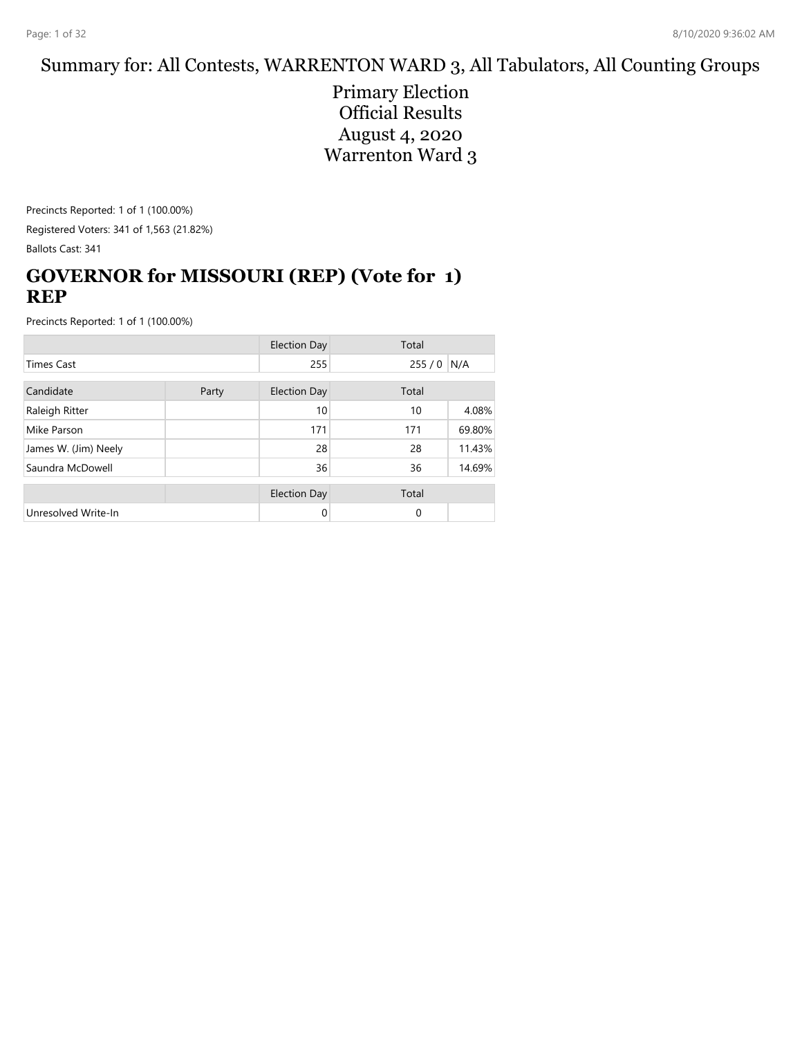Summary for: All Contests, WARRENTON WARD 3, All Tabulators, All Counting Groups

# Primary Election
# Official Results
# August 4, 2020
# Warrenton Ward 3

Precincts Reported: 1 of 1 (100.00%)

Registered Voters: 341 of 1,563 (21.82%)

Ballots Cast: 341

## GOVERNOR for MISSOURI (REP) (Vote for 1) REP

Precincts Reported: 1 of 1 (100.00%)

| | | Election Day | Total | |
|---|---|---|---|---|
| Times Cast | | 255 | 255 / 0 | N/A |

| Candidate | Party | Election Day | Total | |
|---|---|---|---|---|
| Raleigh Ritter | | 10 | 10 | 4.08% |
| Mike Parson | | 171 | 171 | 69.80% |
| James W. (Jim) Neely | | 28 | 28 | 11.43% |
| Saundra McDowell | | 36 | 36 | 14.69% |

| | | Election Day | Total | |
|---|---|---|---|---|
| Unresolved Write-In | | 0 | 0 | |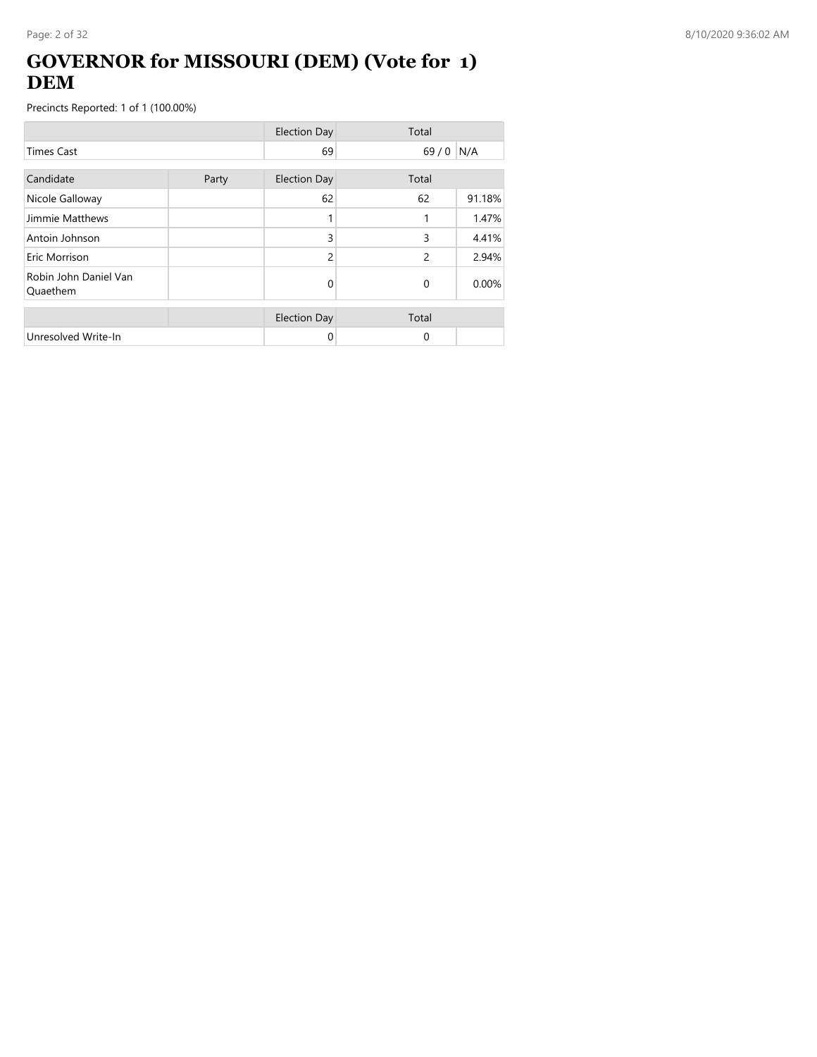# GOVERNOR for MISSOURI (DEM) (Vote for 1) DEM

Precincts Reported: 1 of 1 (100.00%)

| | Election Day | Total | |
|---|---|---|---|
| Times Cast | 69 | 69 / 0 | N/A |

| Candidate | Party | Election Day | Total | |
|---|---|---|---|---|
| Nicole Galloway | | 62 | 62 | 91.18% |
| Jimmie Matthews | | 1 | 1 | 1.47% |
| Antoin Johnson | | 3 | 3 | 4.41% |
| Eric Morrison | | 2 | 2 | 2.94% |
| Robin John Daniel Van Quaethem | | 0 | 0 | 0.00% |

| | | Election Day | Total | |
|---|---|---|---|---|
| Unresolved Write-In | | 0 | 0 | |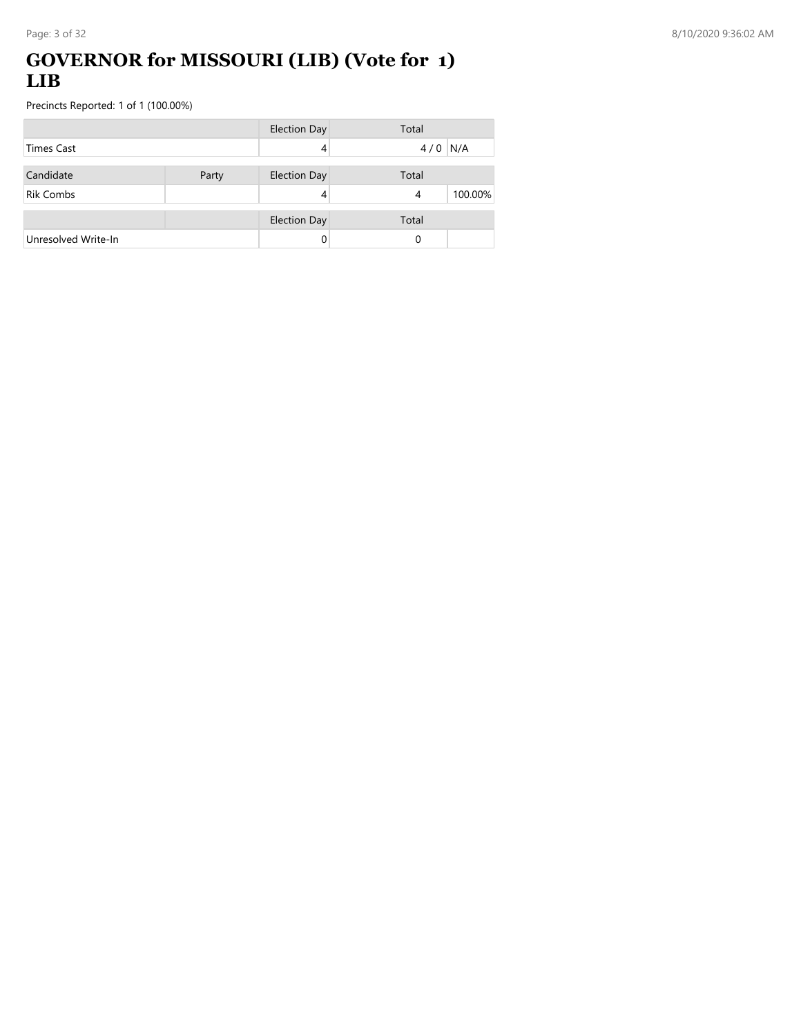# GOVERNOR for MISSOURI (LIB) (Vote for 1) LIB

Precincts Reported: 1 of 1 (100.00%)

| | | Election Day | Total | |
|---|---|---|---|---|
| Times Cast | | 4 | 4 / 0 | N/A |

| Candidate | Party | Election Day | Total | |
|---|---|---|---|---|
| Rik Combs | | 4 | 4 | 100.00% |

| | | Election Day | Total | |
|---|---|---|---|---|
| Unresolved Write-In | | 0 | 0 | |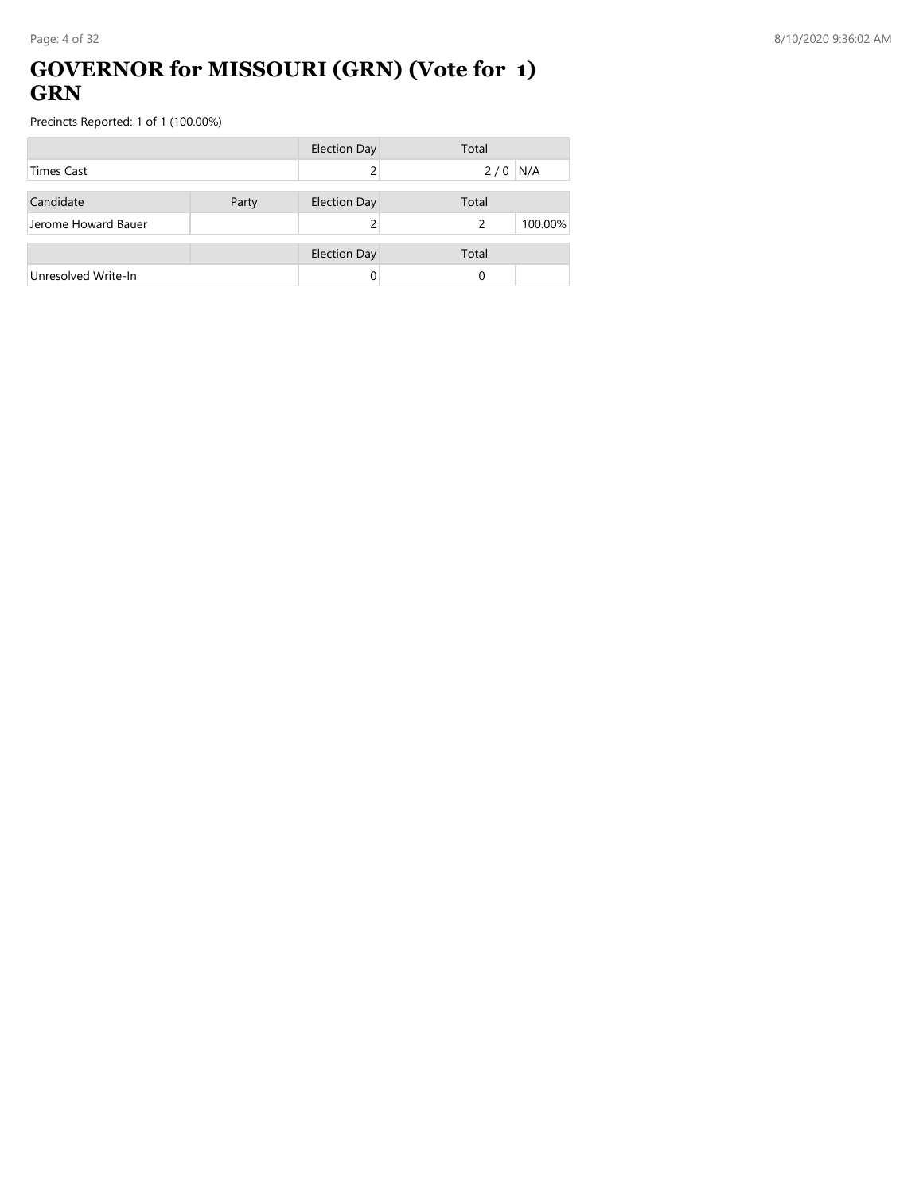# GOVERNOR for MISSOURI (GRN) (Vote for 1) GRN

Precincts Reported: 1 of 1 (100.00%)

| | | Election Day | Total | |
|---|---|---|---|---|
| Times Cast | | 2 | 2 / 0 | N/A |

| Candidate | Party | Election Day | Total | |
|---|---|---|---|---|
| Jerome Howard Bauer | | 2 | 2 | 100.00% |

| | | Election Day | Total | |
|---|---|---|---|---|
| Unresolved Write-In | | 0 | 0 | |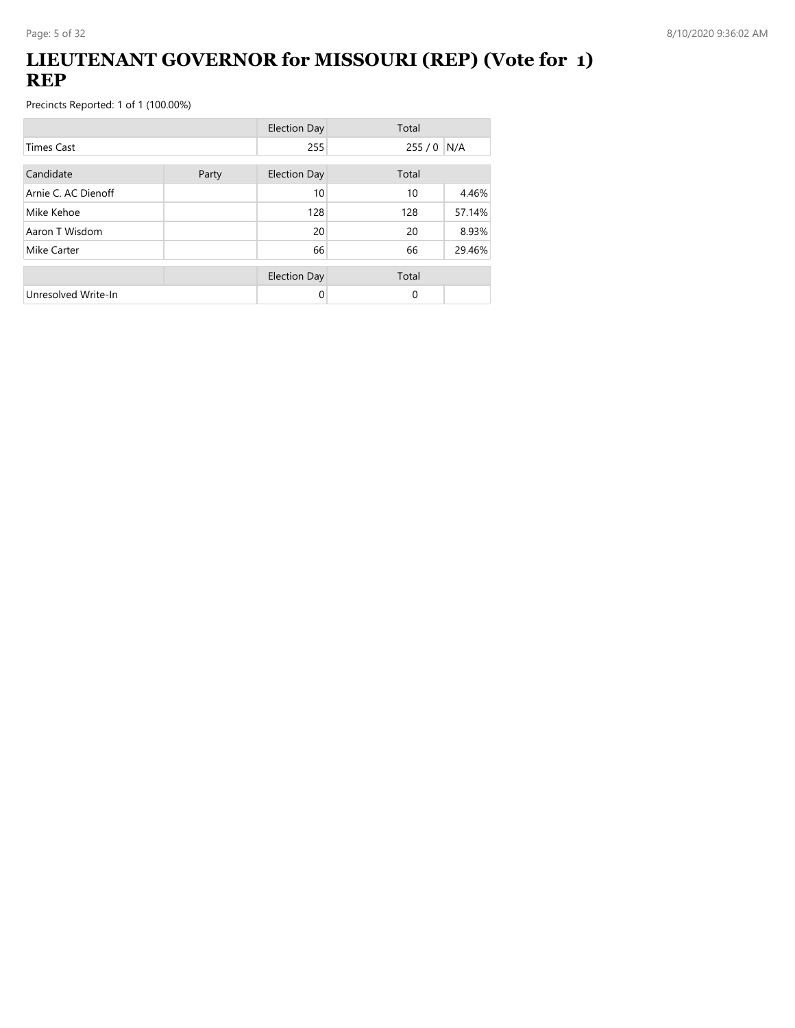# LIEUTENANT GOVERNOR for MISSOURI (REP) (Vote for 1) REP

Precincts Reported: 1 of 1 (100.00%)

| | | Election Day | Total | |
|---|---|---|---|---|
| Times Cast | | 255 | 255 / 0 | N/A |

| Candidate | Party | Election Day | Total | |
|---|---|---|---|---|
| Arnie C. AC Dienoff | | 10 | 10 | 4.46% |
| Mike Kehoe | | 128 | 128 | 57.14% |
| Aaron T Wisdom | | 20 | 20 | 8.93% |
| Mike Carter | | 66 | 66 | 29.46% |

| | | Election Day | Total | |
|---|---|---|---|---|
| Unresolved Write-In | | 0 | 0 | |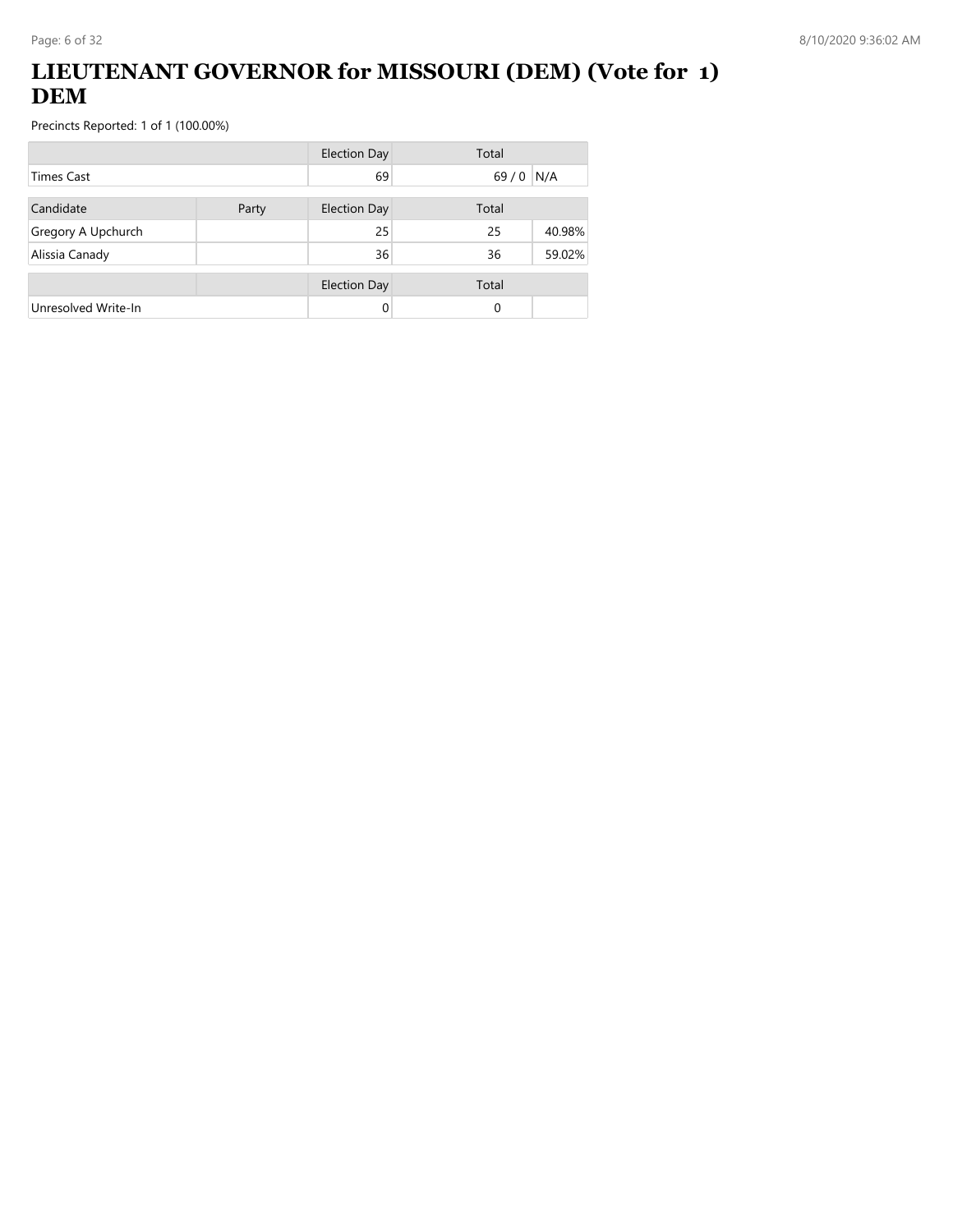# LIEUTENANT GOVERNOR for MISSOURI (DEM) (Vote for 1) DEM

Precincts Reported: 1 of 1 (100.00%)

| | | Election Day | Total | |
|---|---|---|---|---|
| Times Cast | | 69 | 69 / 0 | N/A |

| Candidate | Party | Election Day | Total | |
|---|---|---|---|---|
| Gregory A Upchurch | | 25 | 25 | 40.98% |
| Alissia Canady | | 36 | 36 | 59.02% |

| | | Election Day | Total | |
|---|---|---|---|---|
| Unresolved Write-In | | 0 | 0 | |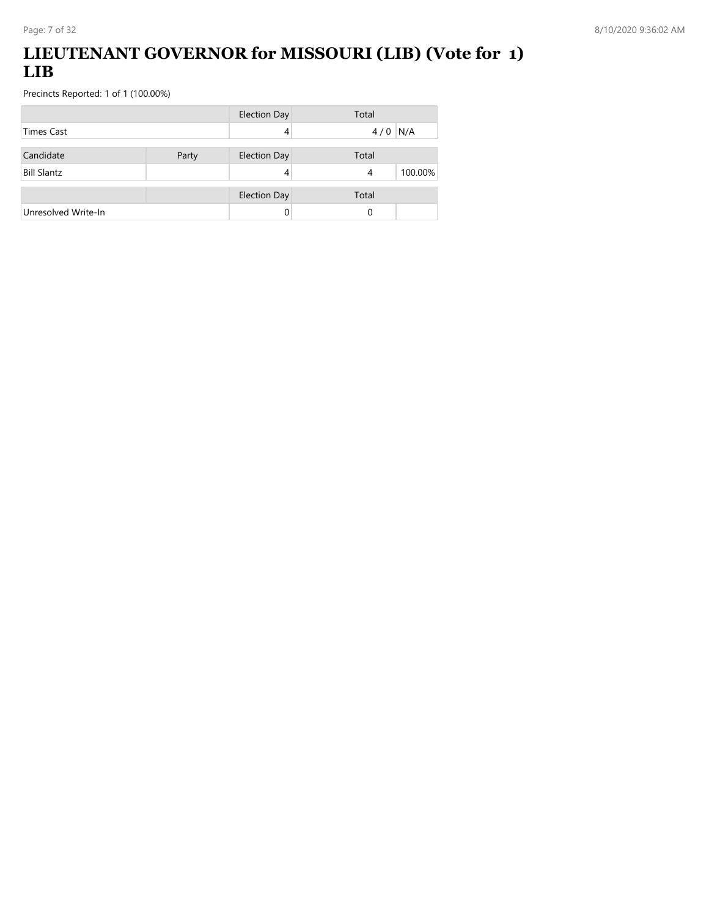# LIEUTENANT GOVERNOR for MISSOURI (LIB) (Vote for 1) LIB

Precincts Reported: 1 of 1 (100.00%)

| | | Election Day | Total | |
|---|---|---|---|---|
| Times Cast | | 4 | 4 / 0 | N/A |

| Candidate | Party | Election Day | Total | |
|---|---|---|---|---|
| Bill Slantz | | 4 | 4 | 100.00% |

| | | Election Day | Total | |
|---|---|---|---|---|
| Unresolved Write-In | | 0 | 0 | |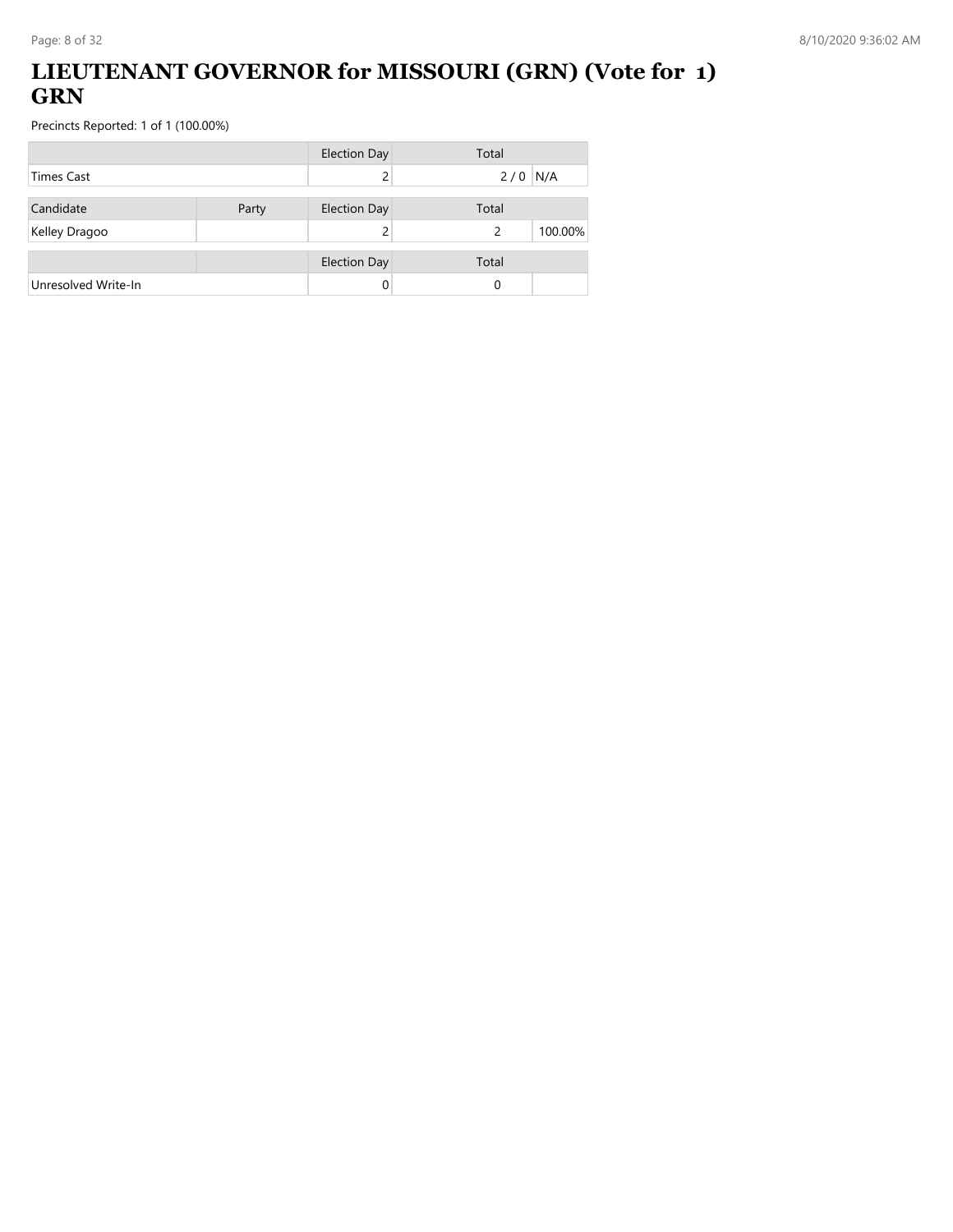# LIEUTENANT GOVERNOR for MISSOURI (GRN) (Vote for 1) GRN

Precincts Reported: 1 of 1 (100.00%)

| | | Election Day | Total | |
|---|---|---|---|---|
| Times Cast | | 2 | 2 / 0 | N/A |

| Candidate | Party | Election Day | Total | |
|---|---|---|---|---|
| Kelley Dragoo | | 2 | 2 | 100.00% |

| | | Election Day | Total | |
|---|---|---|---|---|
| Unresolved Write-In | | 0 | 0 | |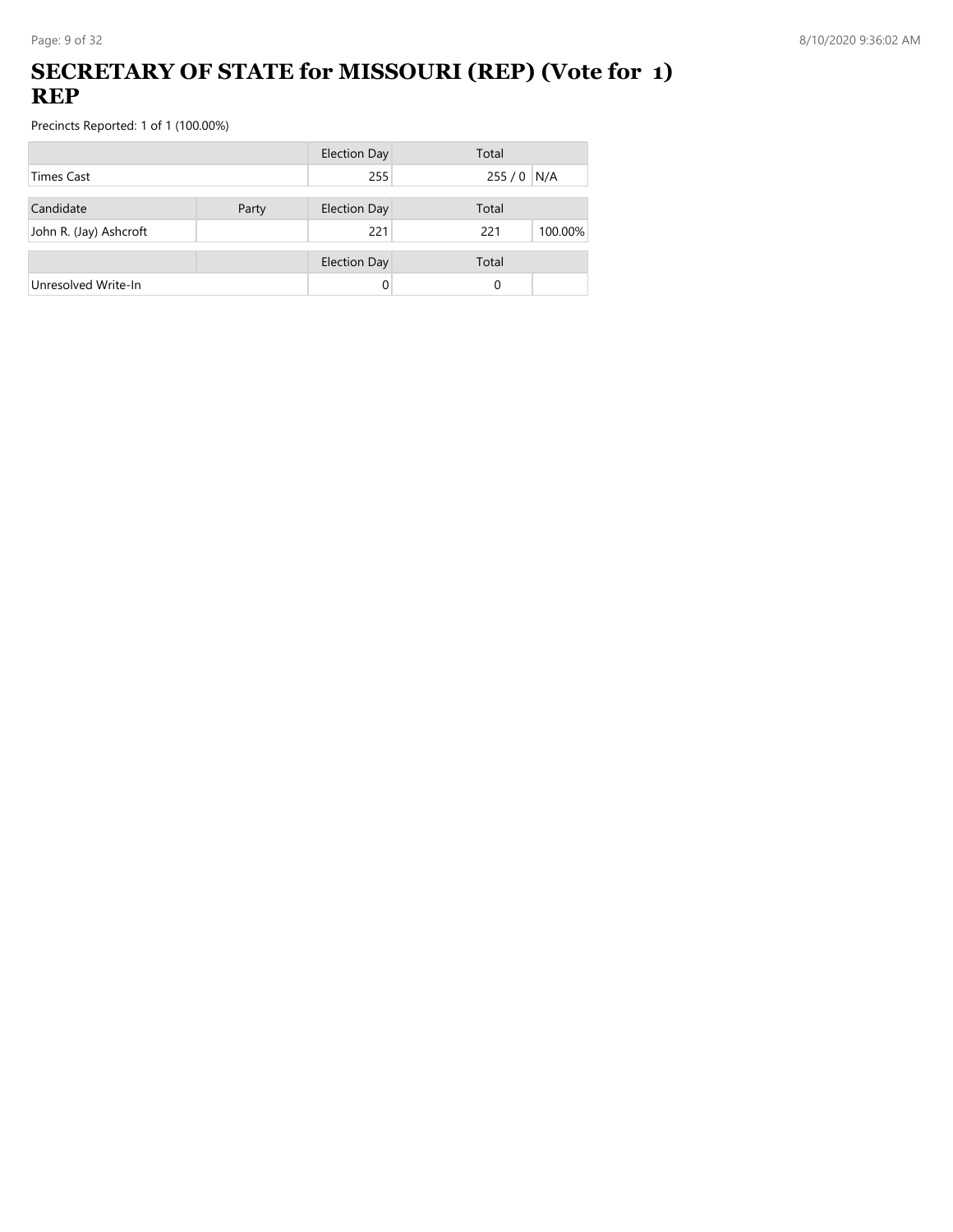# SECRETARY OF STATE for MISSOURI (REP) (Vote for 1) REP

Precincts Reported: 1 of 1 (100.00%)

| | | Election Day | Total | |
|---|---|---|---|---|
| Times Cast | | 255 | 255 / 0 | N/A |

| Candidate | Party | Election Day | Total | |
|---|---|---|---|---|
| John R. (Jay) Ashcroft | | 221 | 221 | 100.00% |

| | | Election Day | Total | |
|---|---|---|---|---|
| Unresolved Write-In | | 0 | 0 | |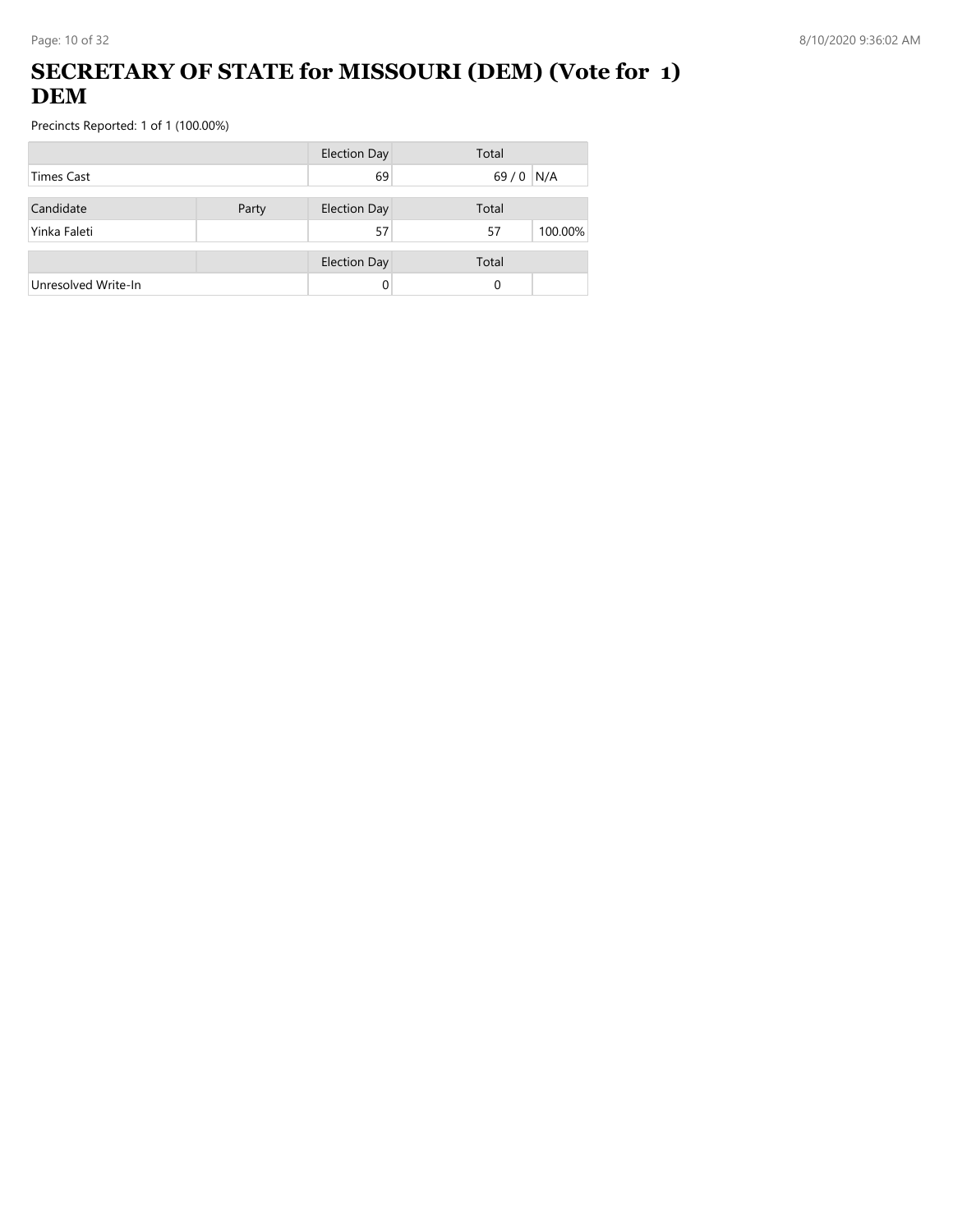# SECRETARY OF STATE for MISSOURI (DEM) (Vote for 1) DEM

Precincts Reported: 1 of 1 (100.00%)

| | | Election Day | Total | |
|---|---|---|---|---|
| Times Cast | | 69 | 69 / 0 | N/A |

| Candidate | Party | Election Day | Total | |
|---|---|---|---|---|
| Yinka Faleti | | 57 | 57 | 100.00% |

| | | Election Day | Total | |
|---|---|---|---|---|
| Unresolved Write-In | | 0 | 0 | |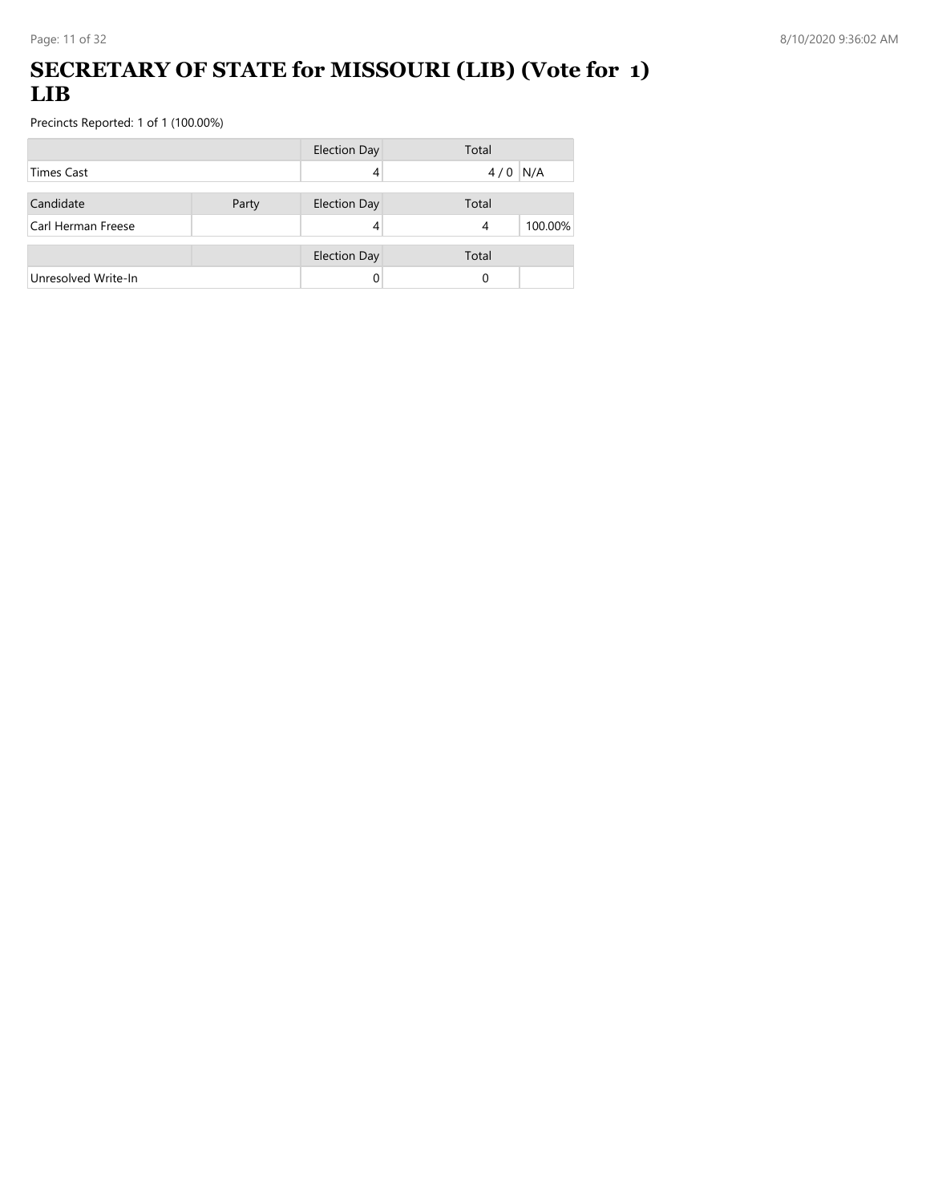# SECRETARY OF STATE for MISSOURI (LIB) (Vote for 1) LIB

Precincts Reported: 1 of 1 (100.00%)

| | Election Day | Total | |
|---|---|---|---|
| Times Cast | 4 | 4 / 0 | N/A |

| Candidate | Party | Election Day | Total | |
|---|---|---|---|---|
| Carl Herman Freese | | 4 | 4 | 100.00% |

| | | Election Day | Total | |
|---|---|---|---|---|
| Unresolved Write-In | | 0 | 0 | |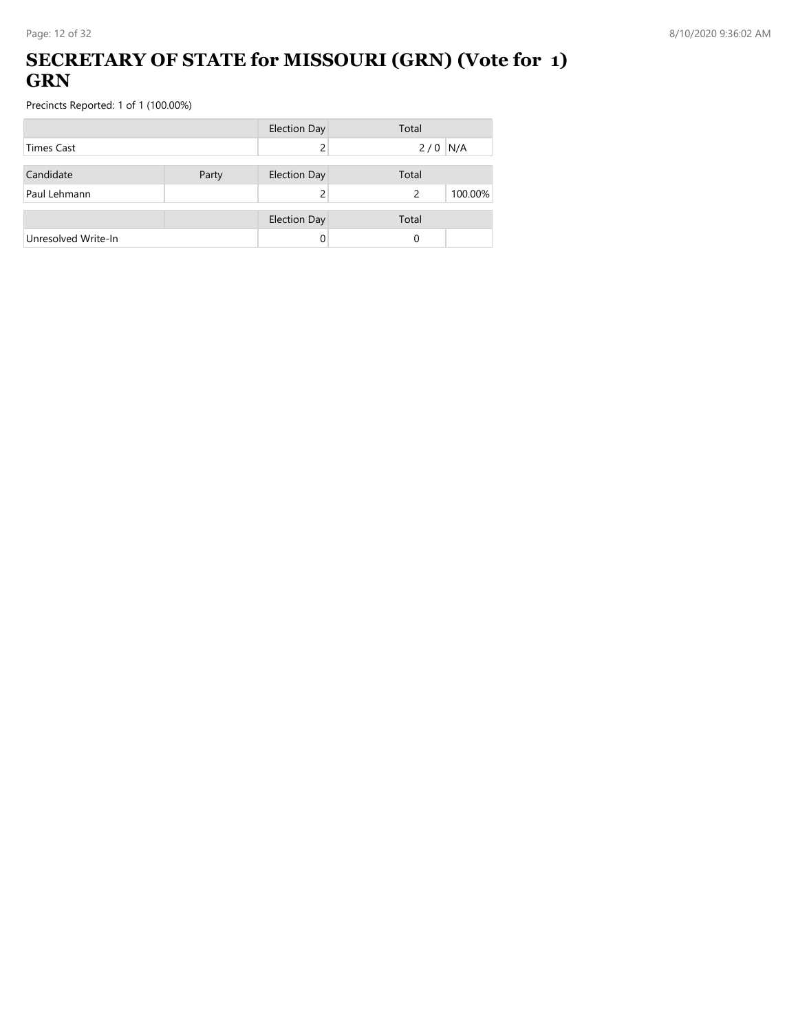# SECRETARY OF STATE for MISSOURI (GRN) (Vote for 1) GRN

Precincts Reported: 1 of 1 (100.00%)

| | | Election Day | Total | |
|---|---|---|---|---|
| Times Cast | | 2 | 2 / 0 | N/A |

| Candidate | Party | Election Day | Total | |
|---|---|---|---|---|
| Paul Lehmann | | 2 | 2 | 100.00% |

| | | Election Day | Total | |
|---|---|---|---|---|
| Unresolved Write-In | | 0 | 0 | |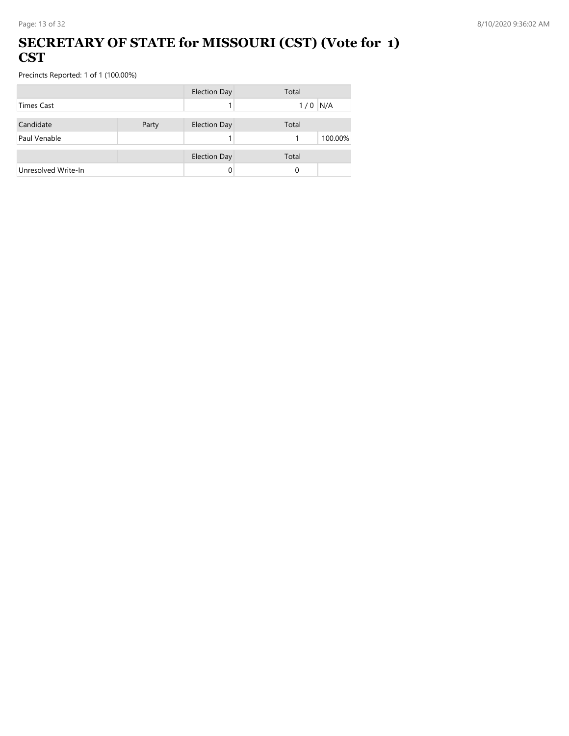# SECRETARY OF STATE for MISSOURI (CST) (Vote for 1) CST

Precincts Reported: 1 of 1 (100.00%)

| | | Election Day | Total | |
|---|---|---|---|---|
| Times Cast | | 1 | 1 / 0 | N/A |

| Candidate | Party | Election Day | Total | |
|---|---|---|---|---|
| Paul Venable | | 1 | 1 | 100.00% |

| | | Election Day | Total | |
|---|---|---|---|---|
| Unresolved Write-In | | 0 | 0 | |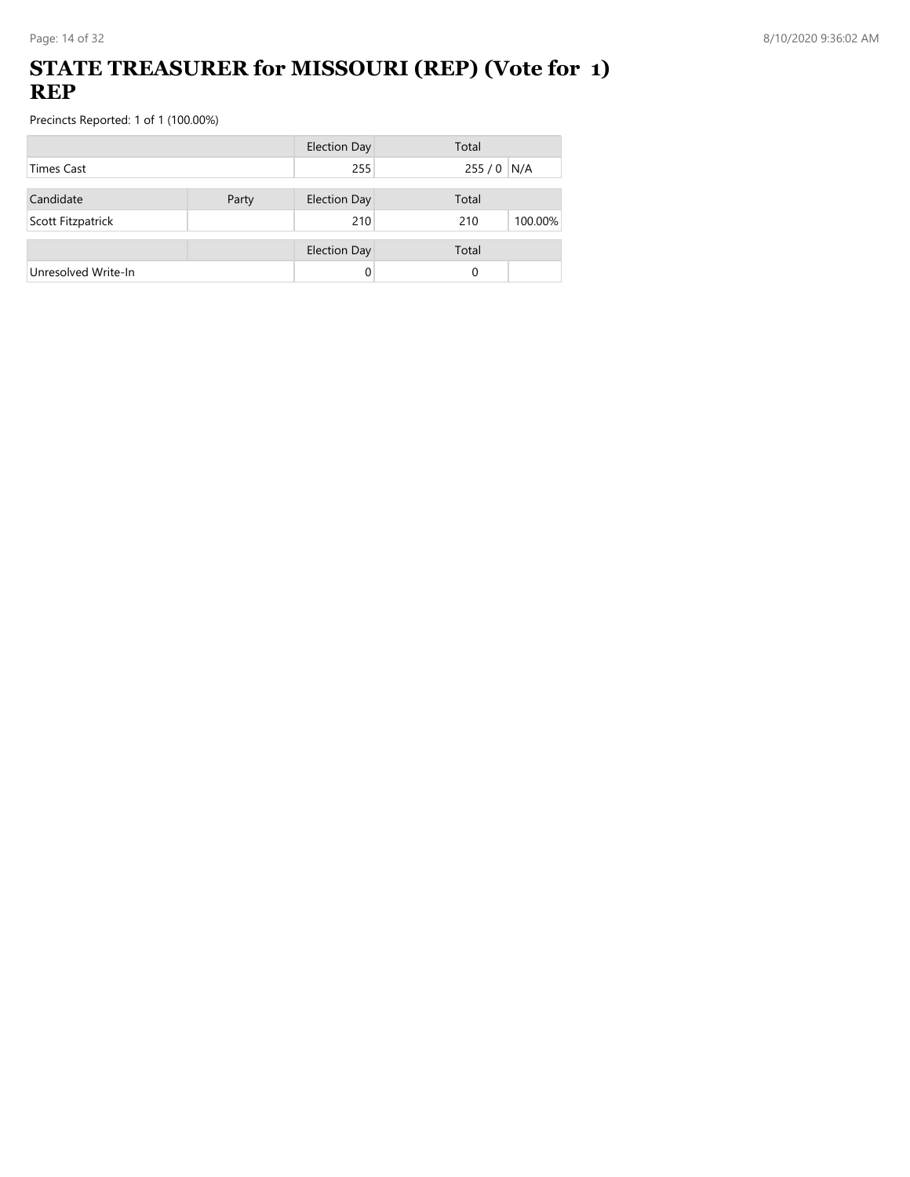# STATE TREASURER for MISSOURI (REP) (Vote for 1) REP

Precincts Reported: 1 of 1 (100.00%)

| | | Election Day | Total | |
|---|---|---|---|---|
| Times Cast | | 255 | 255 / 0 | N/A |

| Candidate | Party | Election Day | Total | |
|---|---|---|---|---|
| Scott Fitzpatrick | | 210 | 210 | 100.00% |

| | | Election Day | Total | |
|---|---|---|---|---|
| Unresolved Write-In | | 0 | 0 | |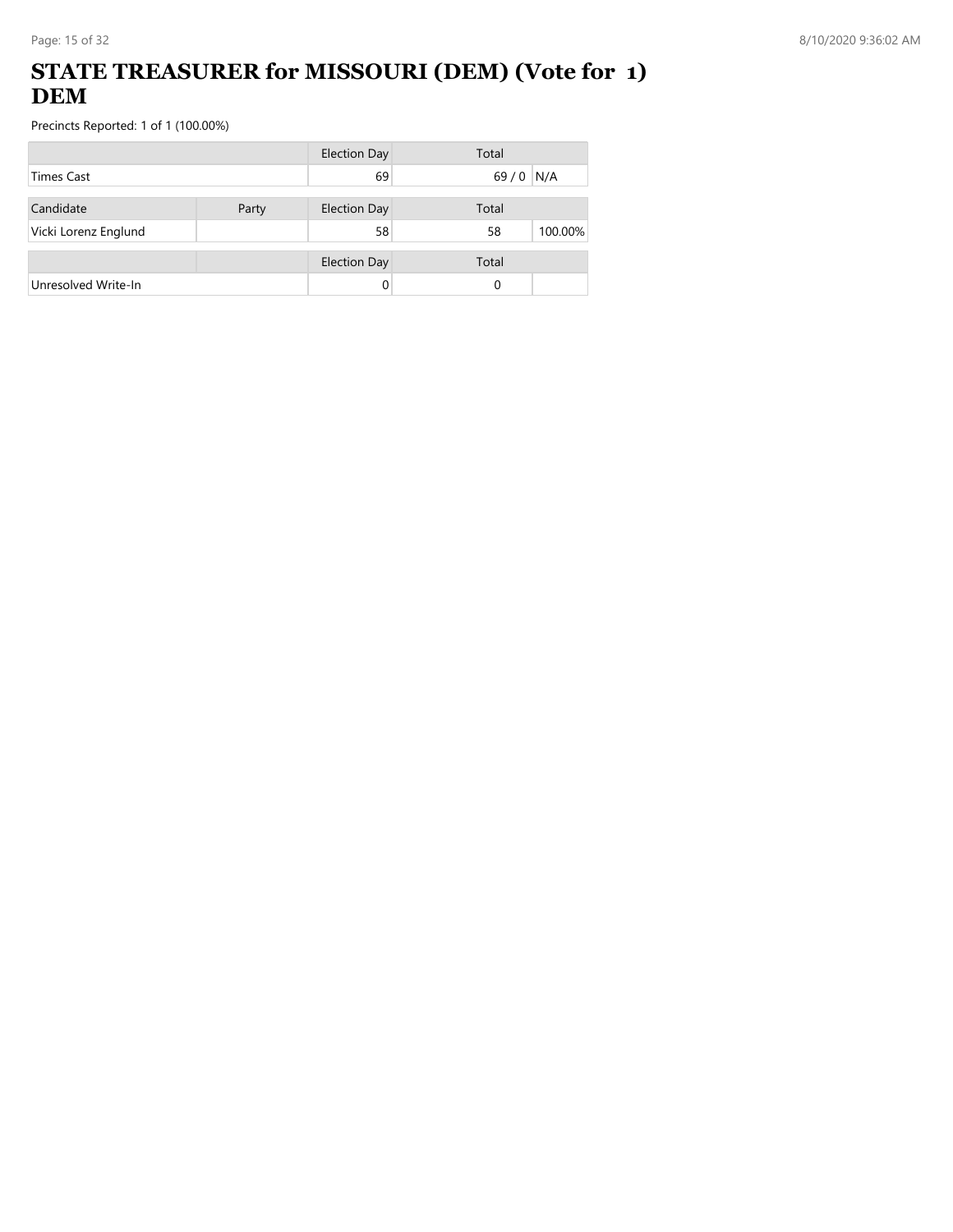# STATE TREASURER for MISSOURI (DEM) (Vote for 1) DEM

Precincts Reported: 1 of 1 (100.00%)

| | | Election Day | Total | |
|---|---|---|---|---|
| Times Cast | | 69 | 69 / 0 | N/A |

| Candidate | Party | Election Day | Total | |
|---|---|---|---|---|
| Vicki Lorenz Englund | | 58 | 58 | 100.00% |

| | | Election Day | Total | |
|---|---|---|---|---|
| Unresolved Write-In | | 0 | 0 | |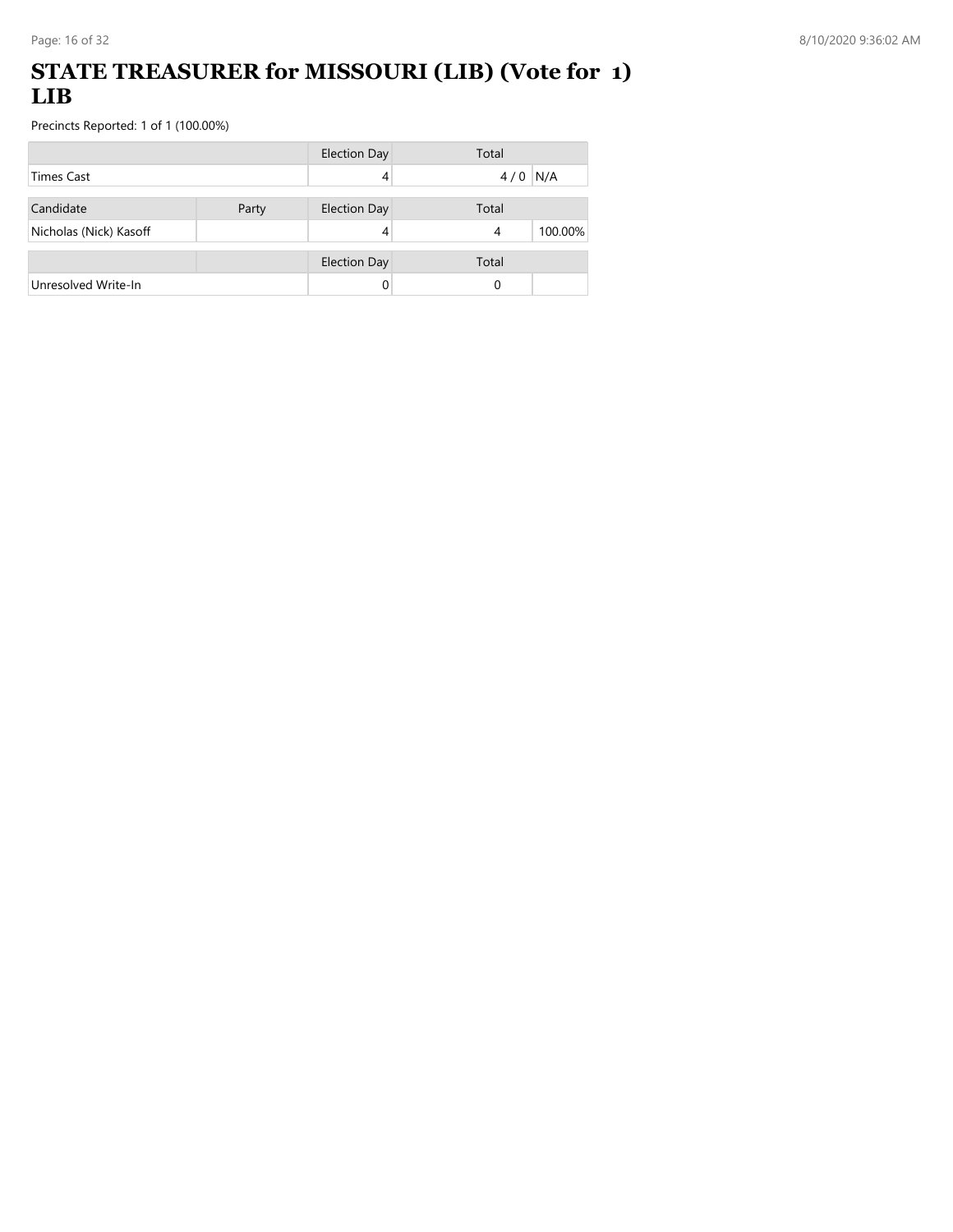# STATE TREASURER for MISSOURI (LIB) (Vote for 1) LIB

Precincts Reported: 1 of 1 (100.00%)

| | | Election Day | Total | |
|---|---|---|---|---|
| Times Cast | | 4 | 4 / 0 | N/A |

| Candidate | Party | Election Day | Total | |
|---|---|---|---|---|
| Nicholas (Nick) Kasoff | | 4 | 4 | 100.00% |

| | | Election Day | Total | |
|---|---|---|---|---|
| Unresolved Write-In | | 0 | 0 | |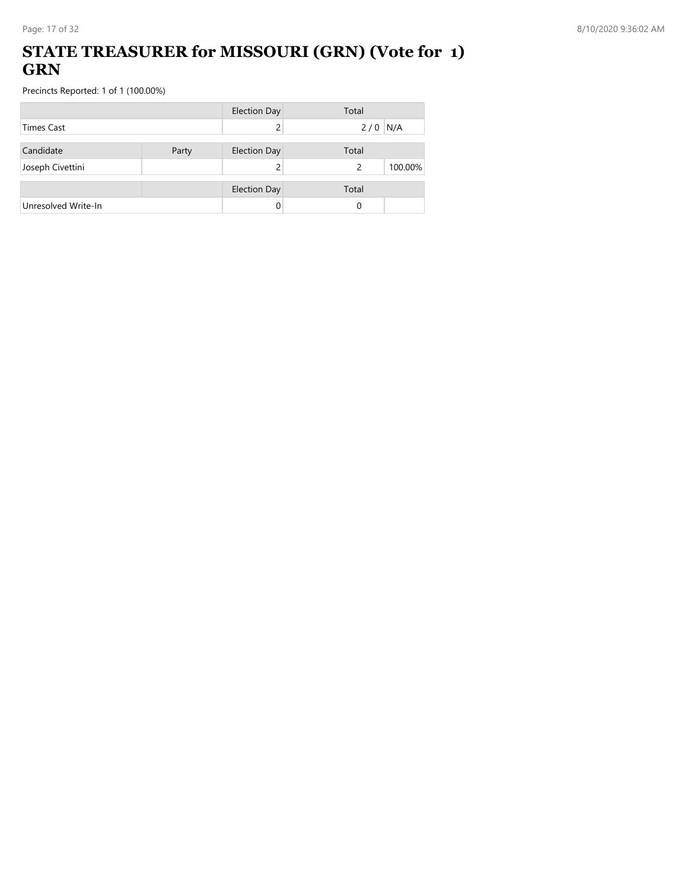# STATE TREASURER for MISSOURI (GRN) (Vote for 1) GRN

Precincts Reported: 1 of 1 (100.00%)

| | | Election Day | Total | |
|---|---|---|---|---|
| Times Cast | | 2 | 2 / 0 | N/A |

| Candidate | Party | Election Day | Total | |
|---|---|---|---|---|
| Joseph Civettini | | 2 | 2 | 100.00% |

| | | Election Day | Total | |
|---|---|---|---|---|
| Unresolved Write-In | | 0 | 0 | |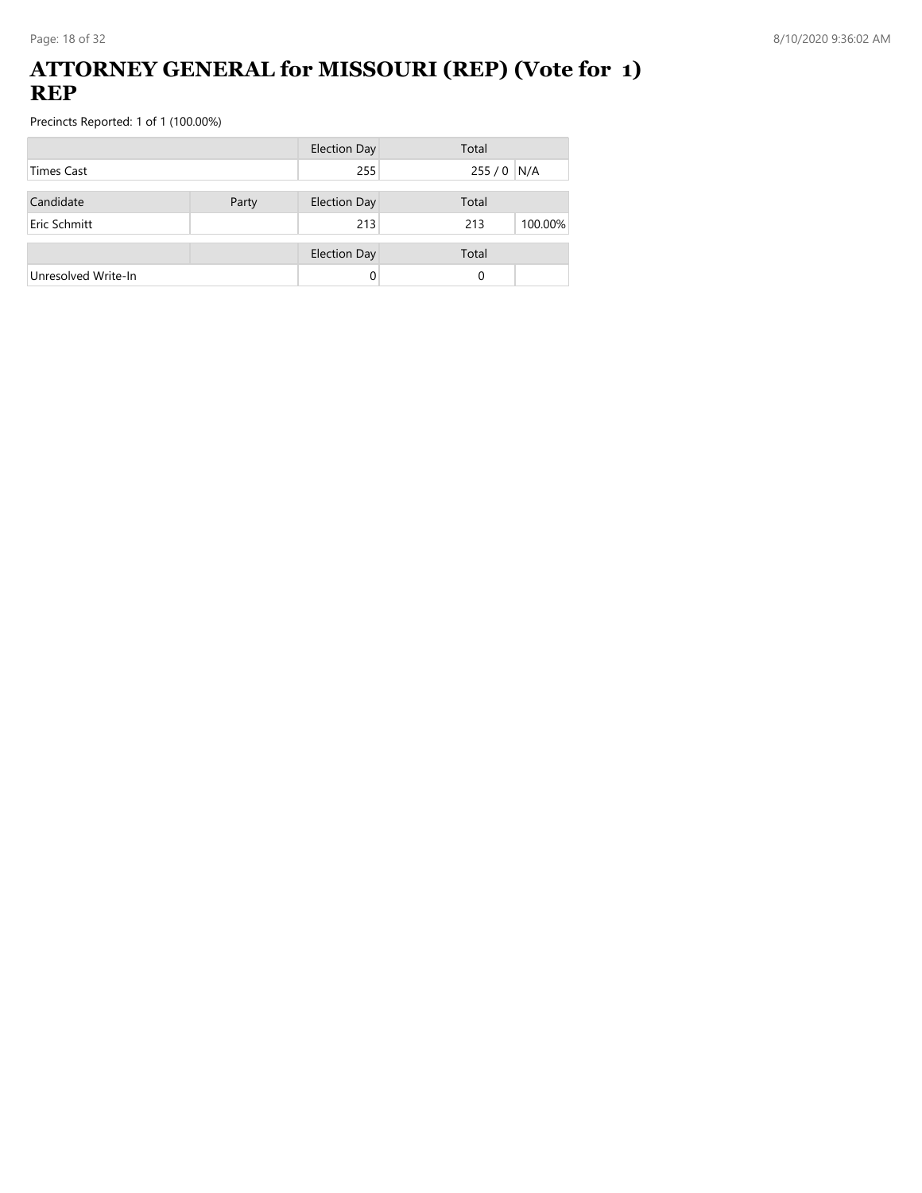# ATTORNEY GENERAL for MISSOURI (REP) (Vote for 1) REP

Precincts Reported: 1 of 1 (100.00%)

| | | Election Day | Total | |
|---|---|---|---|---|
| Times Cast | | 255 | 255 / 0 | N/A |

| Candidate | Party | Election Day | Total | |
|---|---|---|---|---|
| Eric Schmitt | | 213 | 213 | 100.00% |

| | | Election Day | Total | |
|---|---|---|---|---|
| Unresolved Write-In | | 0 | 0 | |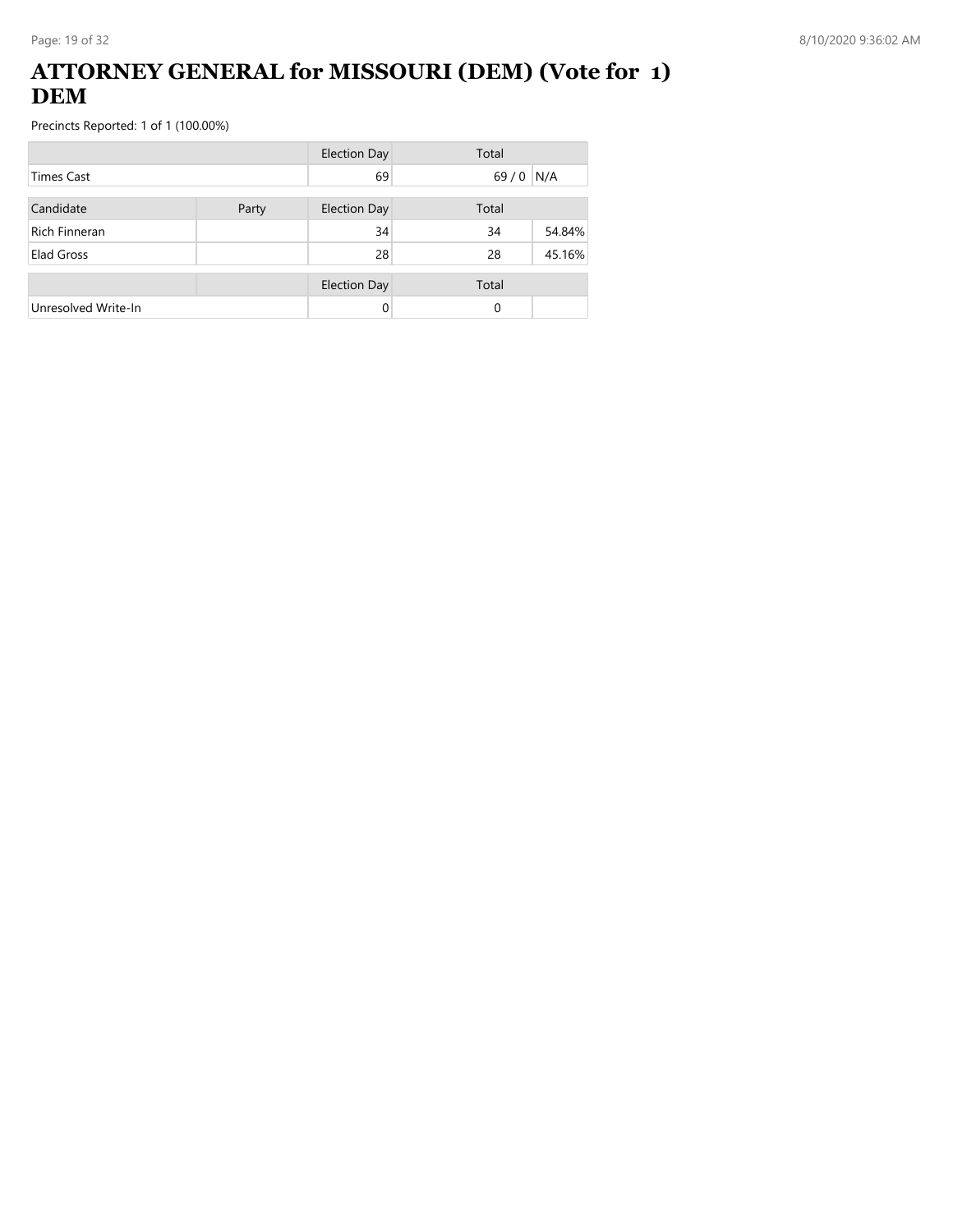# ATTORNEY GENERAL for MISSOURI (DEM) (Vote for 1) DEM

Precincts Reported: 1 of 1 (100.00%)

| | | Election Day | Total | |
|---|---|---|---|---|
| Times Cast | | 69 | 69 / 0 | N/A |

| Candidate | Party | Election Day | Total | |
|---|---|---|---|---|
| Rich Finneran | | 34 | 34 | 54.84% |
| Elad Gross | | 28 | 28 | 45.16% |

| | | Election Day | Total | |
|---|---|---|---|---|
| Unresolved Write-In | | 0 | 0 | |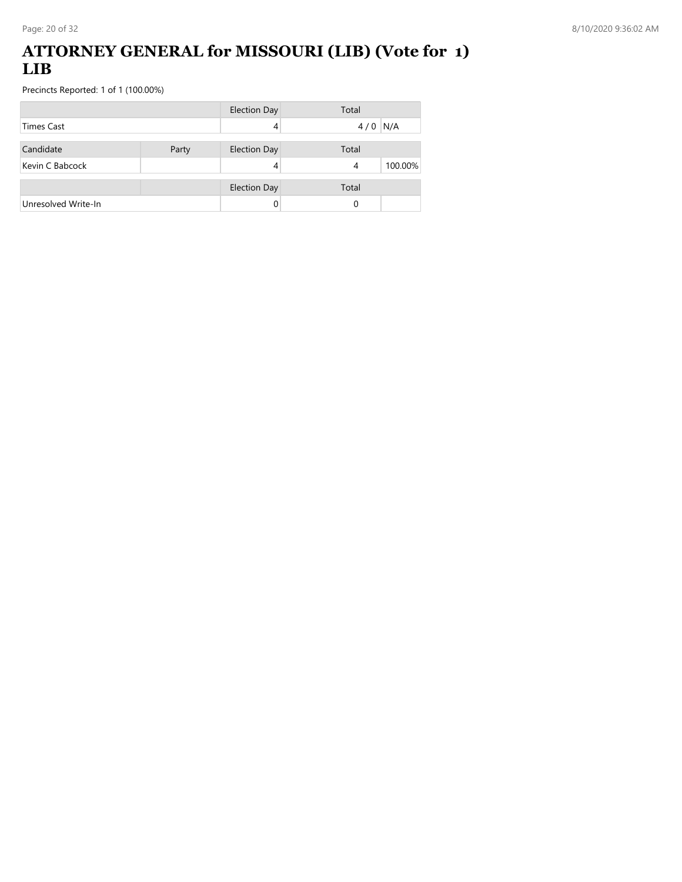# ATTORNEY GENERAL for MISSOURI (LIB) (Vote for 1) LIB

Precincts Reported: 1 of 1 (100.00%)

| | | Election Day | Total | |
|---|---|---|---|---|
| Times Cast | | 4 | 4 / 0 | N/A |

| Candidate | Party | Election Day | Total | |
|---|---|---|---|---|
| Kevin C Babcock | | 4 | 4 | 100.00% |

| | | Election Day | Total | |
|---|---|---|---|---|
| Unresolved Write-In | | 0 | 0 | |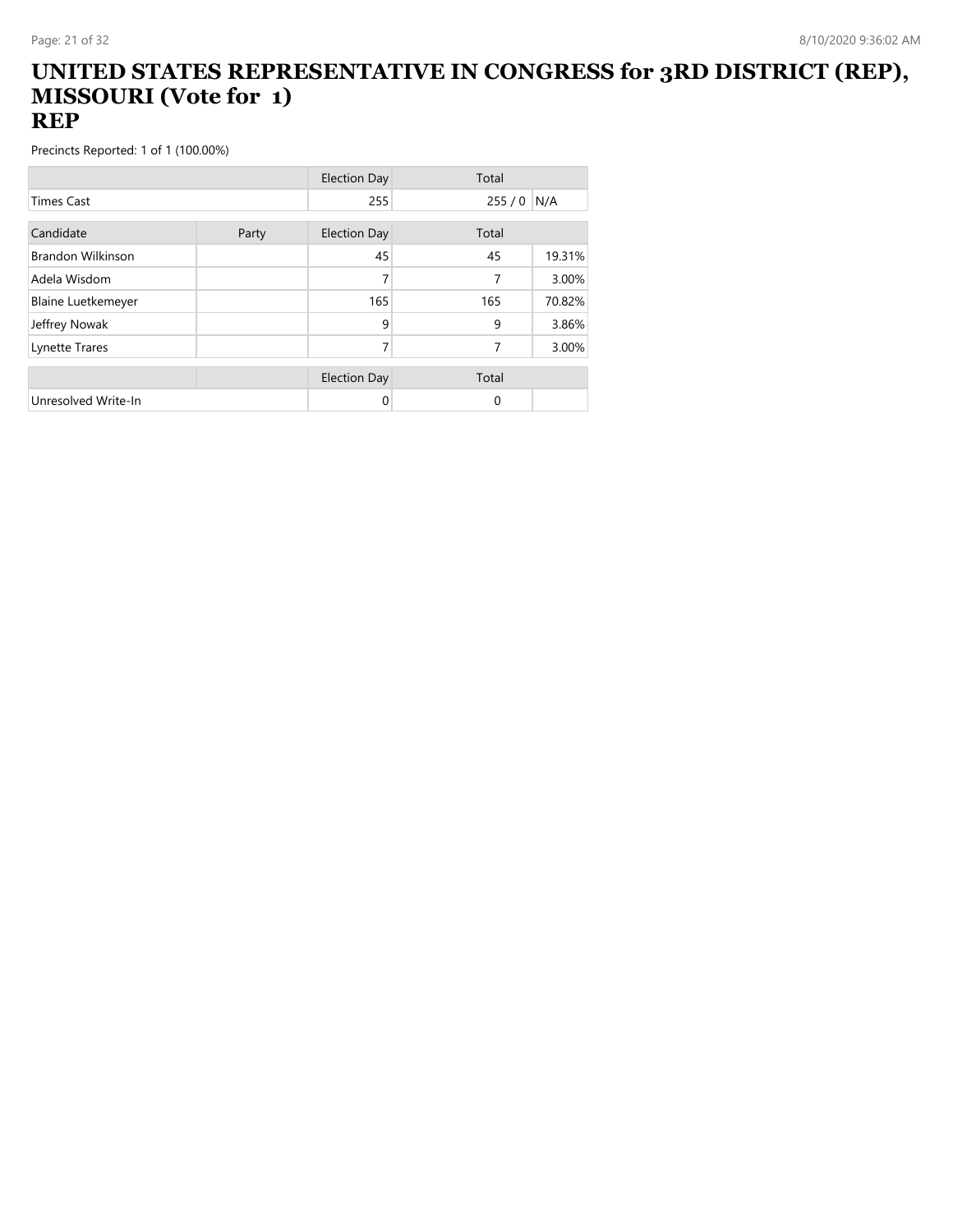# UNITED STATES REPRESENTATIVE IN CONGRESS for 3RD DISTRICT (REP), MISSOURI (Vote for 1)
## REP

Precincts Reported: 1 of 1 (100.00%)

| | | Election Day | Total | |
|---|---|---|---|---|
| Times Cast | | 255 | 255 / 0 | N/A |

| Candidate | Party | Election Day | Total | |
|---|---|---|---|---|
| Brandon Wilkinson | | 45 | 45 | 19.31% |
| Adela Wisdom | | 7 | 7 | 3.00% |
| Blaine Luetkemeyer | | 165 | 165 | 70.82% |
| Jeffrey Nowak | | 9 | 9 | 3.86% |
| Lynette Trares | | 7 | 7 | 3.00% |

| | | Election Day | Total | |
|---|---|---|---|---|
| Unresolved Write-In | | 0 | 0 | |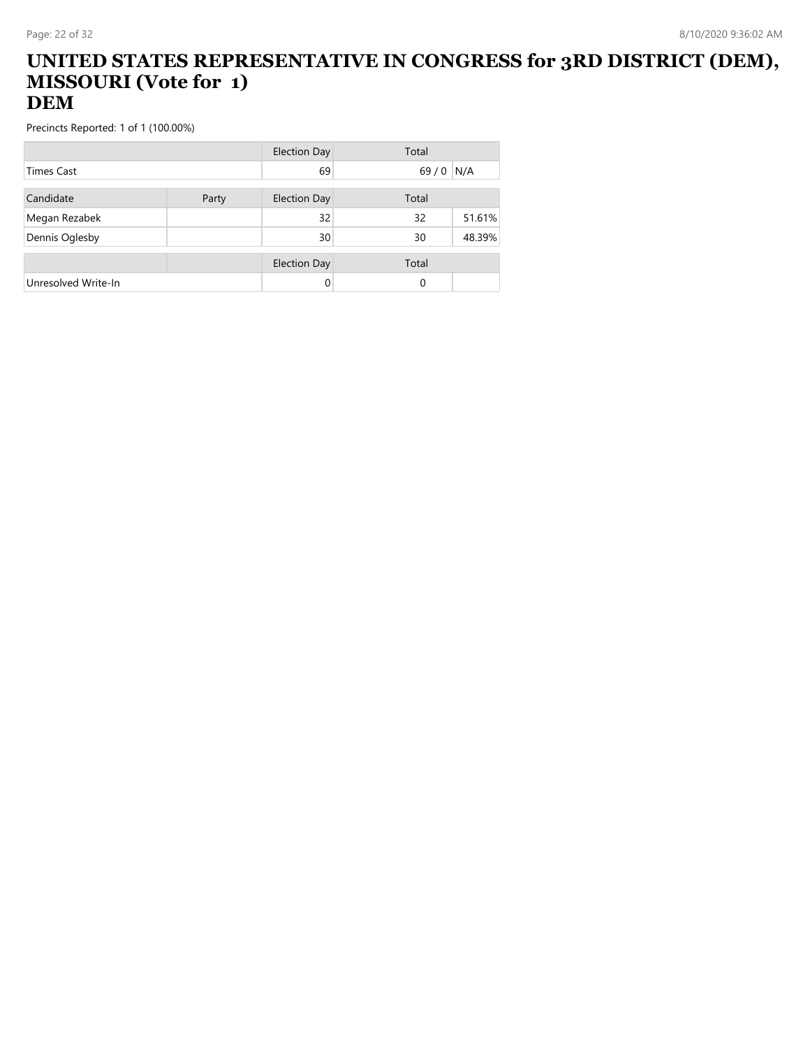# UNITED STATES REPRESENTATIVE IN CONGRESS for 3RD DISTRICT (DEM), MISSOURI (Vote for 1)
## DEM

Precincts Reported: 1 of 1 (100.00%)

| | | Election Day | Total | |
|---|---|---|---|---|
| Times Cast | | 69 | 69 / 0 | N/A |

| Candidate | Party | Election Day | Total | |
|---|---|---|---|---|
| Megan Rezabek | | 32 | 32 | 51.61% |
| Dennis Oglesby | | 30 | 30 | 48.39% |

| | | Election Day | Total | |
|---|---|---|---|---|
| Unresolved Write-In | | 0 | 0 | |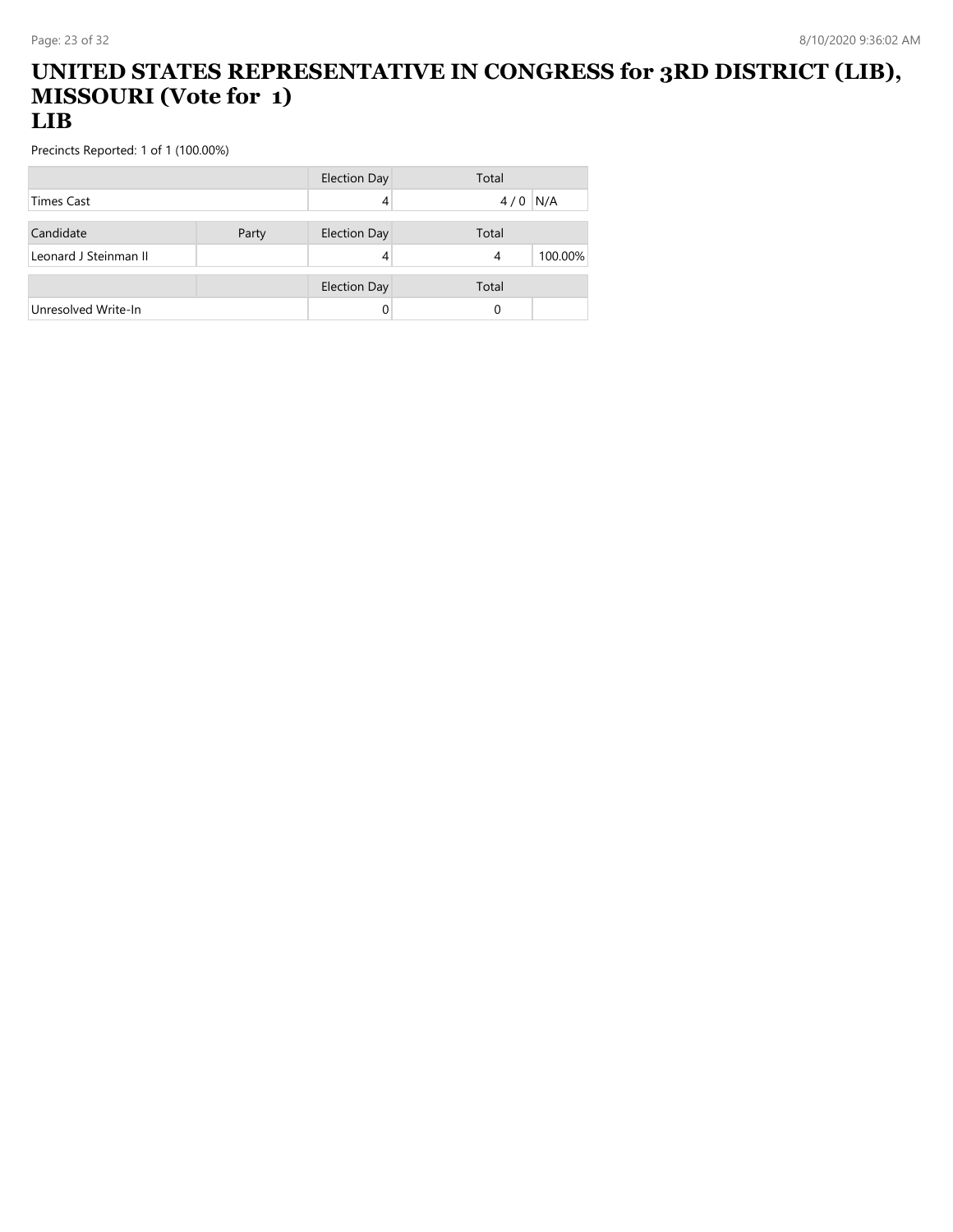# UNITED STATES REPRESENTATIVE IN CONGRESS for 3RD DISTRICT (LIB), MISSOURI (Vote for 1)
## LIB

Precincts Reported: 1 of 1 (100.00%)

| | | Election Day | Total | |
|---|---|---|---|---|
| Times Cast | | 4 | 4 / 0 | N/A |

| Candidate | Party | Election Day | Total | |
|---|---|---|---|---|
| Leonard J Steinman II | | 4 | 4 | 100.00% |

| | | Election Day | Total | |
|---|---|---|---|---|
| Unresolved Write-In | | 0 | 0 | |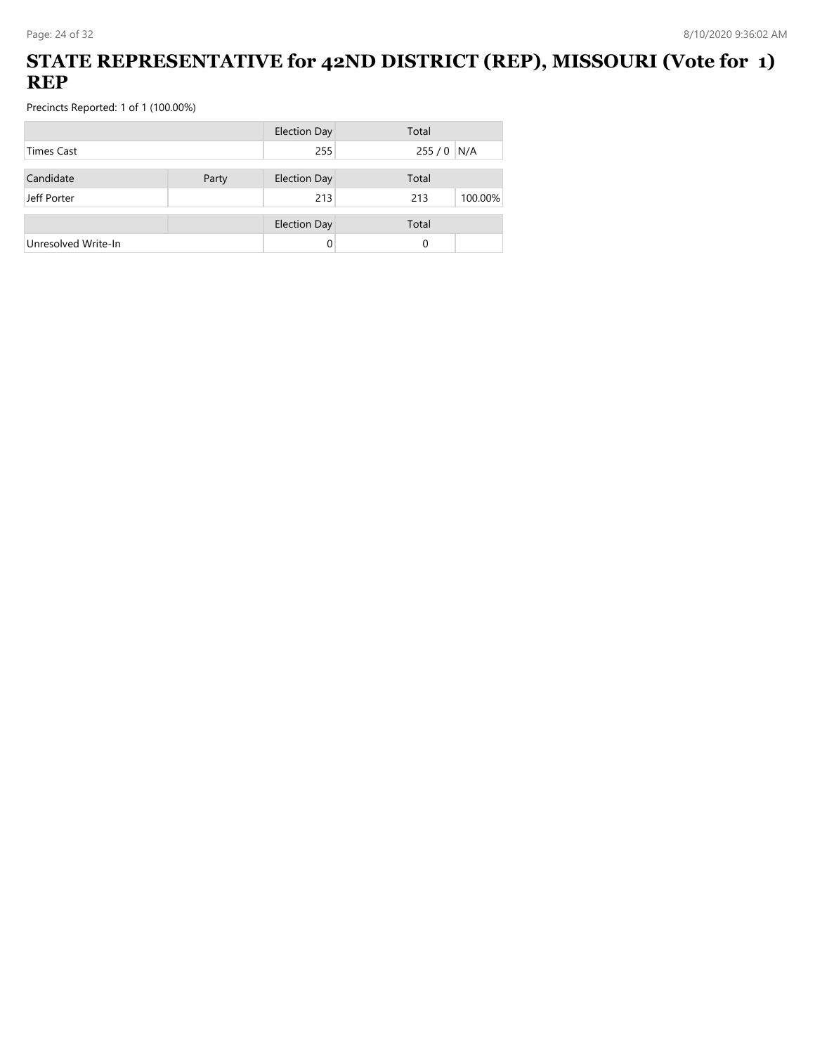# STATE REPRESENTATIVE for 42ND DISTRICT (REP), MISSOURI (Vote for 1) REP

Precincts Reported: 1 of 1 (100.00%)

| | | Election Day | Total | |
|---|---|---|---|---|
| Times Cast | | 255 | 255 / 0 | N/A |

| Candidate | Party | Election Day | Total | |
|---|---|---|---|---|
| Jeff Porter | | 213 | 213 | 100.00% |

| | | Election Day | Total | |
|---|---|---|---|---|
| Unresolved Write-In | | 0 | 0 | |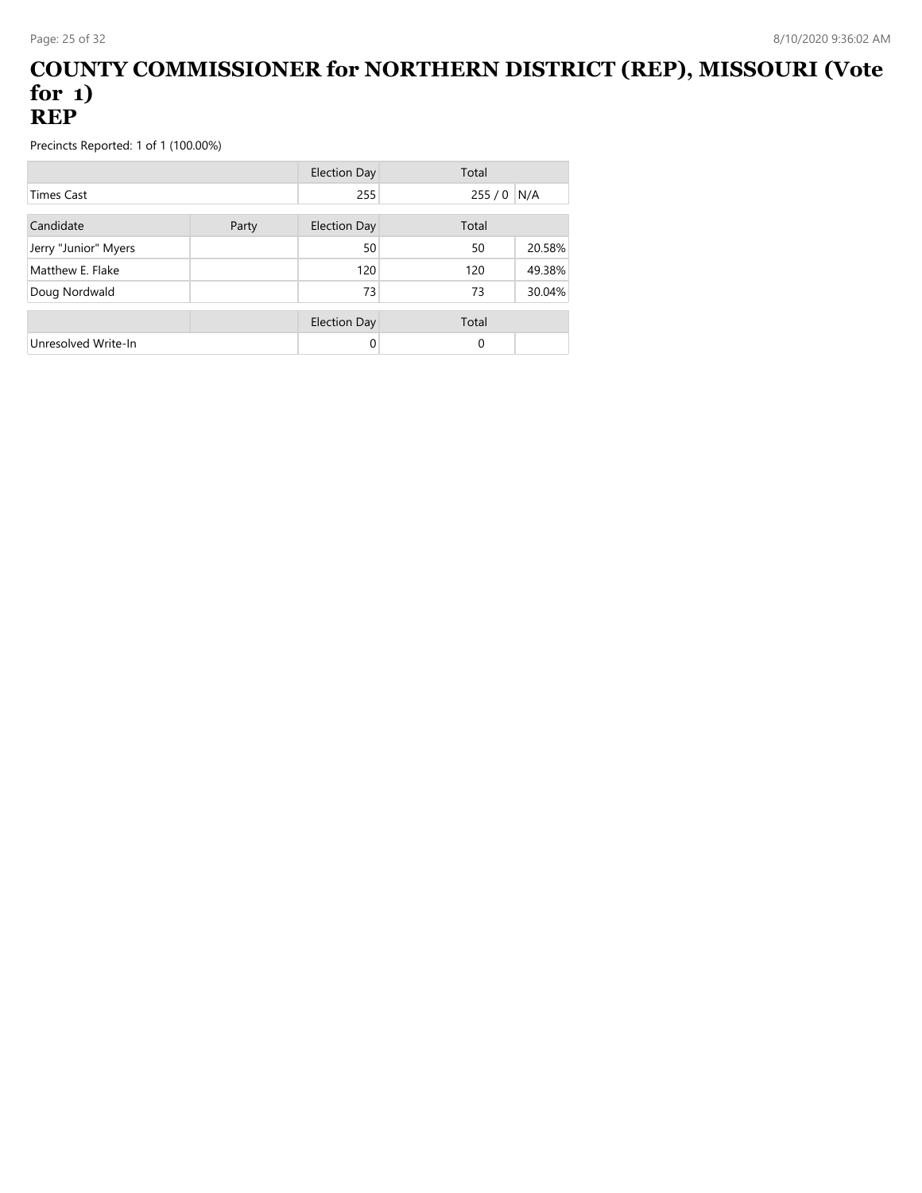# COUNTY COMMISSIONER for NORTHERN DISTRICT (REP), MISSOURI (Vote for 1)
## REP

Precincts Reported: 1 of 1 (100.00%)

| | | Election Day | Total | |
|---|---|---|---|---|
| Times Cast | | 255 | 255 / 0 | N/A |

| Candidate | Party | Election Day | Total | |
|---|---|---|---|---|
| Jerry "Junior" Myers | | 50 | 50 | 20.58% |
| Matthew E. Flake | | 120 | 120 | 49.38% |
| Doug Nordwald | | 73 | 73 | 30.04% |

| | | Election Day | Total | |
|---|---|---|---|---|
| Unresolved Write-In | | 0 | 0 | |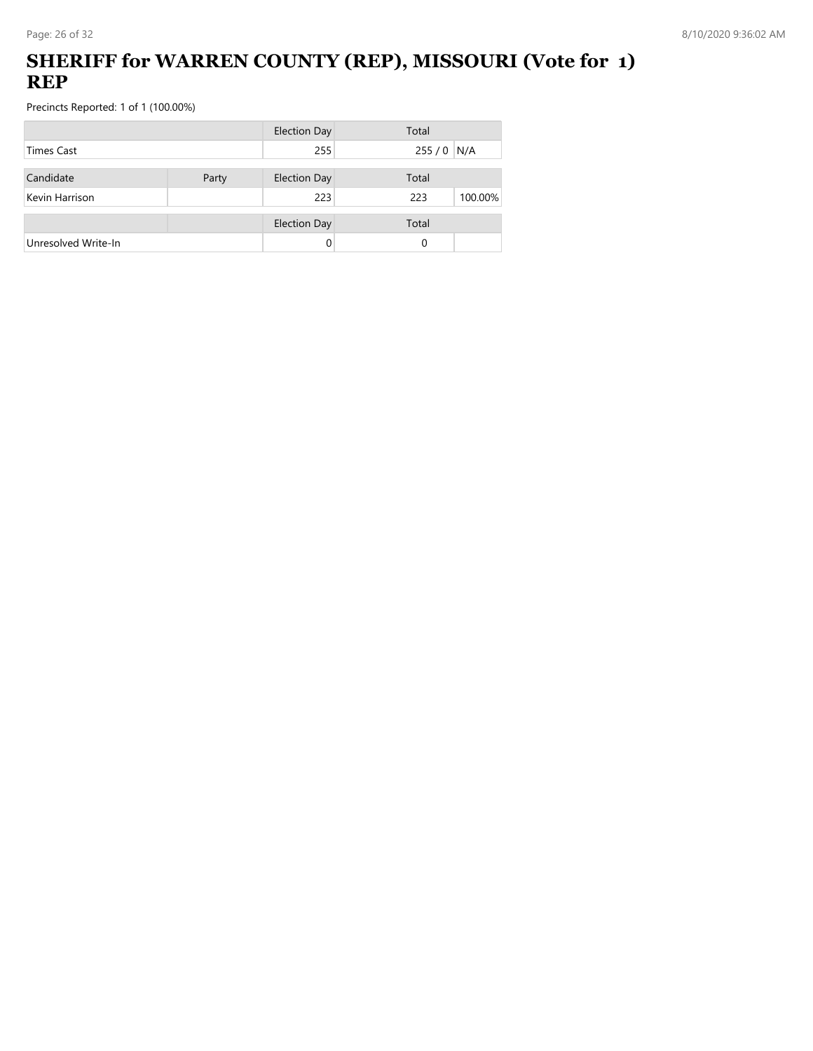# SHERIFF for WARREN COUNTY (REP), MISSOURI (Vote for 1) REP

Precincts Reported: 1 of 1 (100.00%)

| | | Election Day | Total | |
|---|---|---|---|---|
| Times Cast | | 255 | 255 / 0 | N/A |

| Candidate | Party | Election Day | Total | |
|---|---|---|---|---|
| Kevin Harrison | | 223 | 223 | 100.00% |

| | | Election Day | Total | |
|---|---|---|---|---|
| Unresolved Write-In | | 0 | 0 | |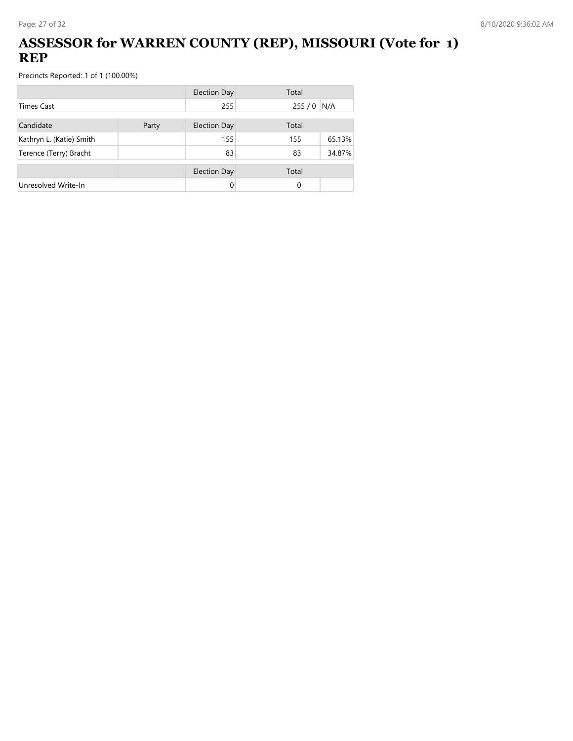# ASSESSOR for WARREN COUNTY (REP), MISSOURI (Vote for 1) REP

Precincts Reported: 1 of 1 (100.00%)

| | | Election Day | Total | |
|---|---|---|---|---|
| Times Cast | | 255 | 255 / 0 | N/A |

| Candidate | Party | Election Day | Total | |
|---|---|---|---|---|
| Kathryn L. (Katie) Smith | | 155 | 155 | 65.13% |
| Terence (Terry) Bracht | | 83 | 83 | 34.87% |

| | | Election Day | Total | |
|---|---|---|---|---|
| Unresolved Write-In | | 0 | 0 | |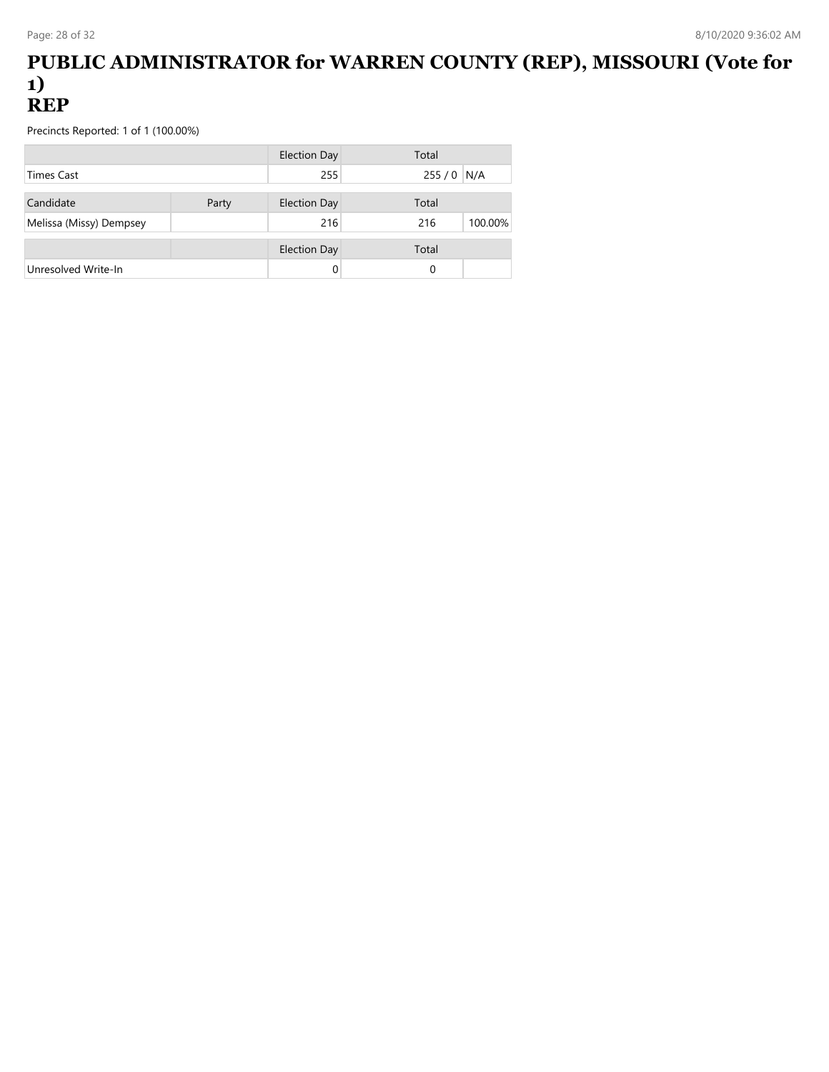# PUBLIC ADMINISTRATOR for WARREN COUNTY (REP), MISSOURI (Vote for 1)
# REP

Precincts Reported: 1 of 1 (100.00%)

| | | Election Day | Total | |
|---|---|---|---|---|
| Times Cast | | 255 | 255 / 0 | N/A |

| Candidate | Party | Election Day | Total | |
|---|---|---|---|---|
| Melissa (Missy) Dempsey | | 216 | 216 | 100.00% |

| | | Election Day | Total | |
|---|---|---|---|---|
| Unresolved Write-In | | 0 | 0 | |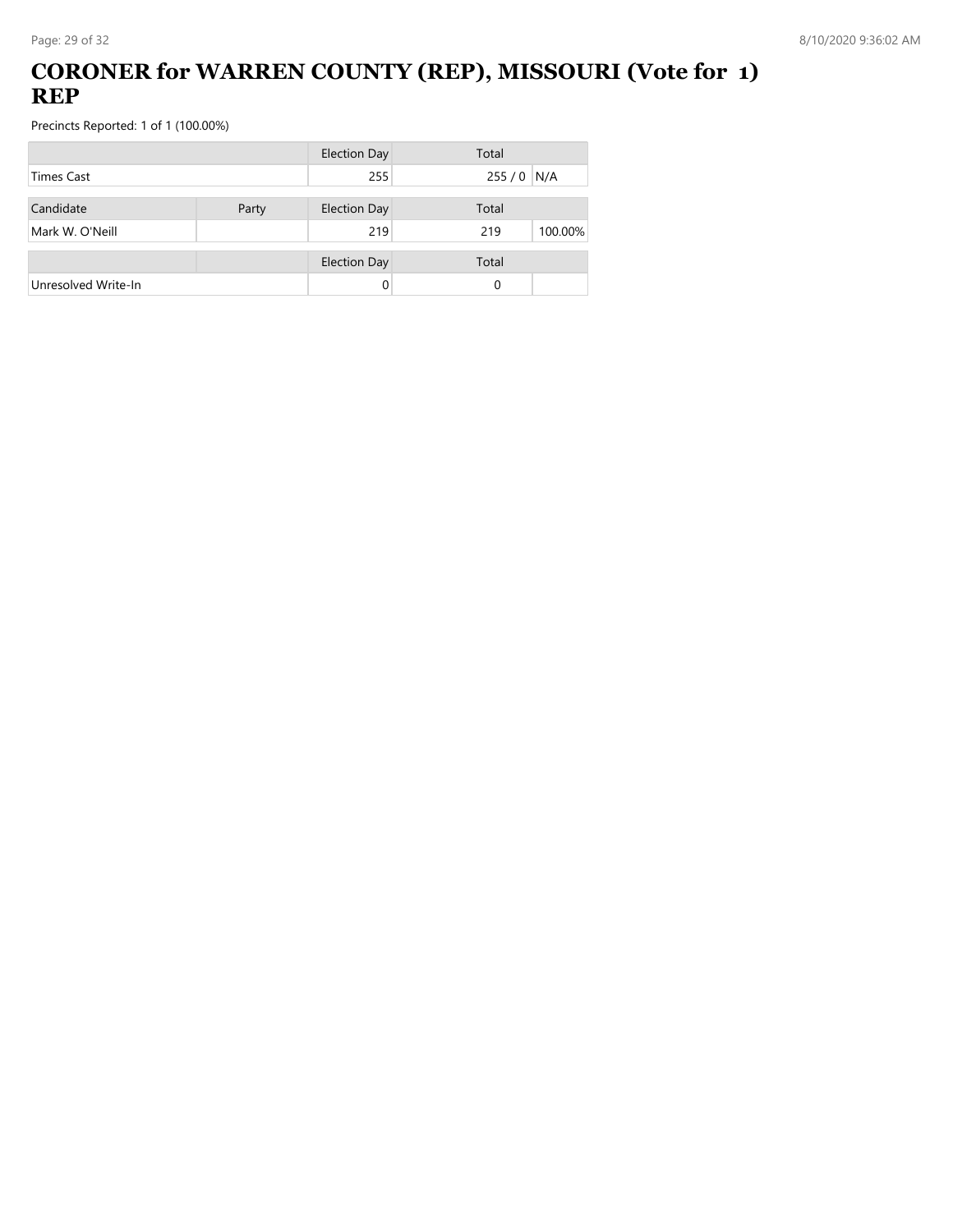# CORONER for WARREN COUNTY (REP), MISSOURI (Vote for 1) REP

Precincts Reported: 1 of 1 (100.00%)

| | | Election Day | Total | |
|---|---|---|---|---|
| Times Cast | | 255 | 255 / 0 | N/A |

| Candidate | Party | Election Day | Total | |
|---|---|---|---|---|
| Mark W. O'Neill | | 219 | 219 | 100.00% |

| | | Election Day | Total | |
|---|---|---|---|---|
| Unresolved Write-In | | 0 | 0 | |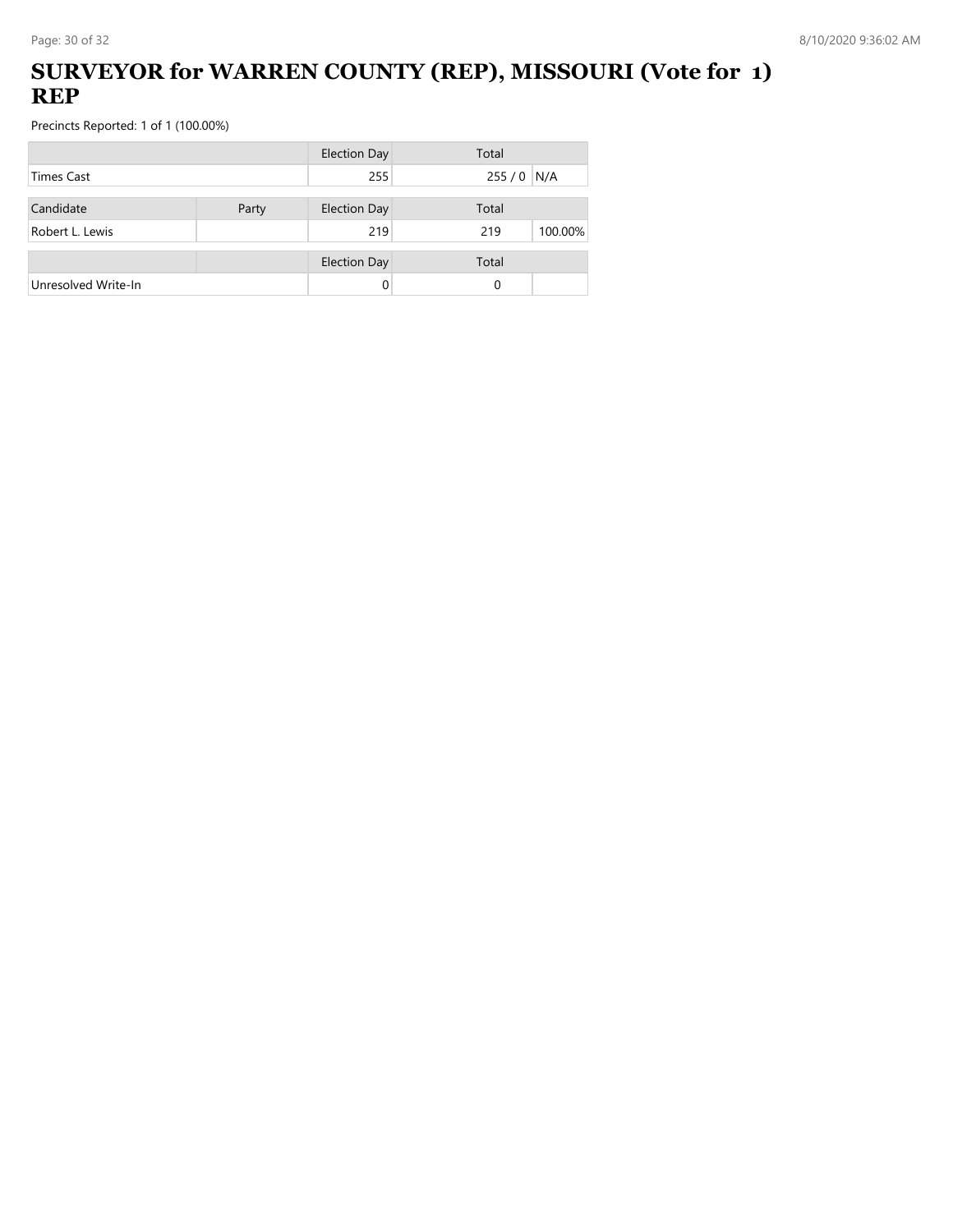# SURVEYOR for WARREN COUNTY (REP), MISSOURI (Vote for 1) REP

Precincts Reported: 1 of 1 (100.00%)

| | | Election Day | Total | |
|---|---|---|---|---|
| Times Cast | | 255 | 255 / 0 | N/A |

| Candidate | Party | Election Day | Total | |
|---|---|---|---|---|
| Robert L. Lewis | | 219 | 219 | 100.00% |

| | | Election Day | Total | |
|---|---|---|---|---|
| Unresolved Write-In | | 0 | 0 | |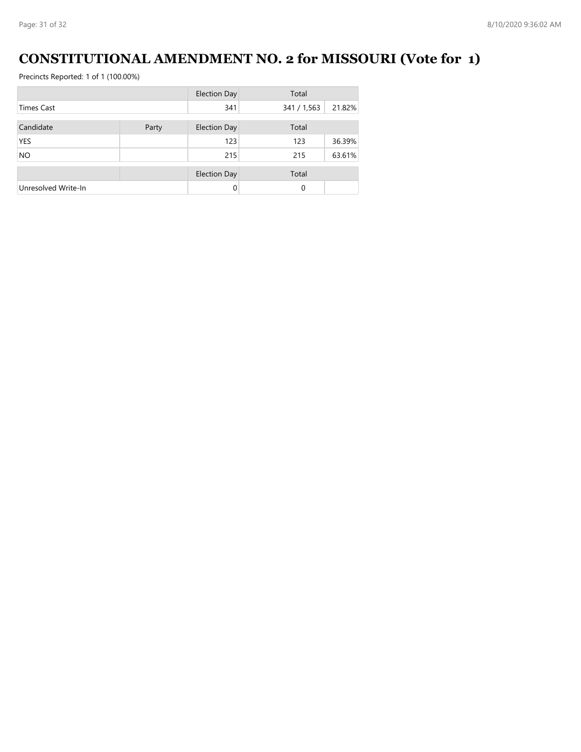# CONSTITUTIONAL AMENDMENT NO. 2 for MISSOURI (Vote for 1)

Precincts Reported: 1 of 1 (100.00%)

| | | Election Day | Total | |
|---|---|---|---|---|
| Times Cast | | 341 | 341 / 1,563 | 21.82% |

| Candidate | Party | Election Day | Total | |
|---|---|---|---|---|
| YES | | 123 | 123 | 36.39% |
| NO | | 215 | 215 | 63.61% |

| | | Election Day | Total | |
|---|---|---|---|---|
| Unresolved Write-In | | 0 | 0 | |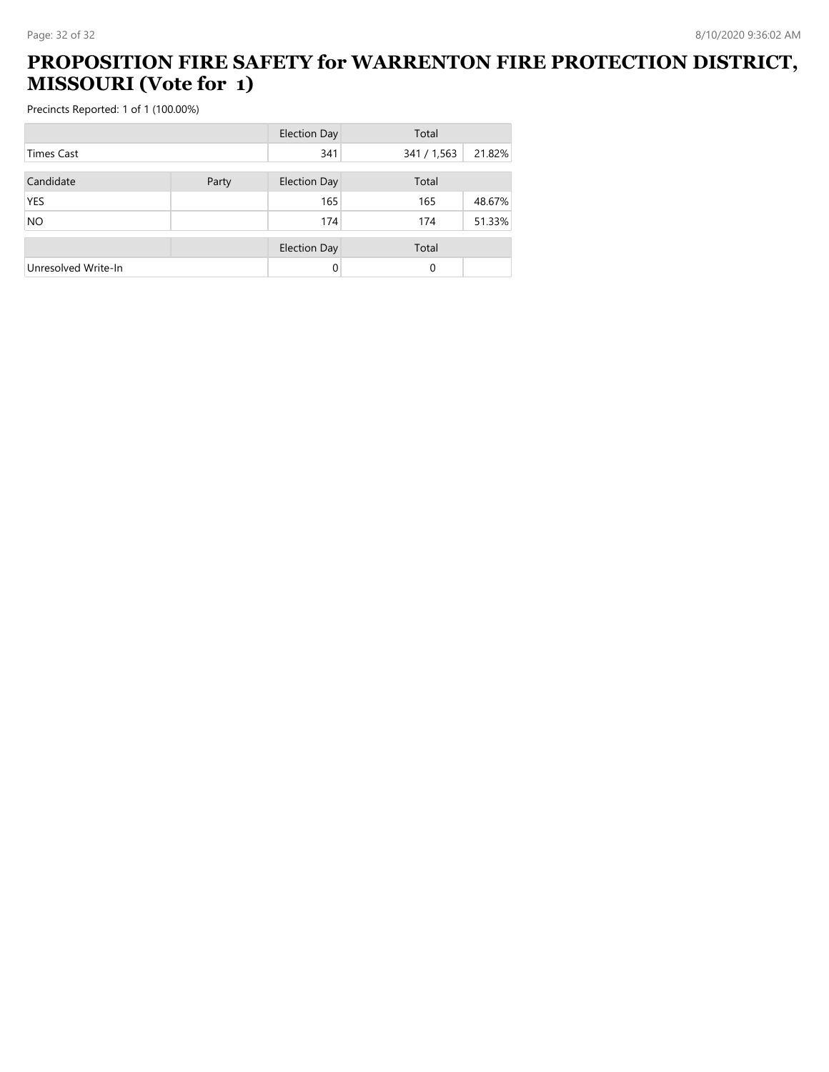# PROPOSITION FIRE SAFETY for WARRENTON FIRE PROTECTION DISTRICT, MISSOURI (Vote for 1)

Precincts Reported: 1 of 1 (100.00%)

| | | Election Day | Total | |
|---|---|---|---|---|
| Times Cast | | 341 | 341 / 1,563 | 21.82% |

| Candidate | Party | Election Day | Total | |
|---|---|---|---|---|
| YES | | 165 | 165 | 48.67% |
| NO | | 174 | 174 | 51.33% |

| | | Election Day | Total | |
|---|---|---|---|---|
| Unresolved Write-In | | 0 | 0 | |